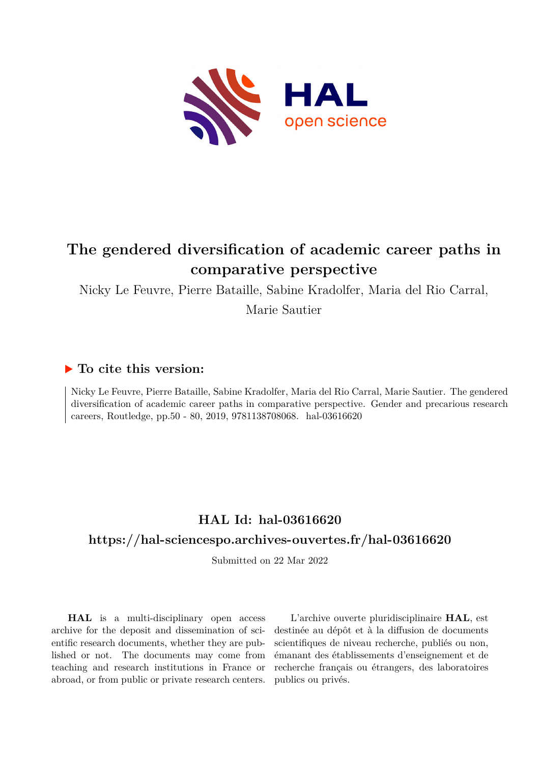# The gendered diversification of academic career paths in comparative perspective

Nicky Le Feuvre, Pierre Bataille, Sabine Kradolfer, Maria del Rio Carral, Marie Sautier

## ▶ To cite this version:

Nicky Le Feuvre, Pierre Bataille, Sabine Kradolfer, Maria del Rio Carral, Marie Sautier. The gendered diversification of academic career paths in comparative perspective. Gender and precarious research careers, Routledge, pp.50 - 80, 2019, 9781138708068. hal-03616620

## HAL Id: hal-03616620

## https://hal-sciencespo.archives-ouvertes.fr/hal-03616620

Submitted on 22 Mar 2022

**HAL** is a multi-disciplinary open access archive for the deposit and dissemination of scientific research documents, whether they are published or not. The documents may come from teaching and research institutions in France or abroad, or from public or private research centers.

L'archive ouverte pluridisciplinaire **HAL**, est destinée au dépôt et à la diffusion de documents scientifiques de niveau recherche, publiés ou non, émanant des établissements d'enseignement et de recherche français ou étrangers, des laboratoires publics ou privés.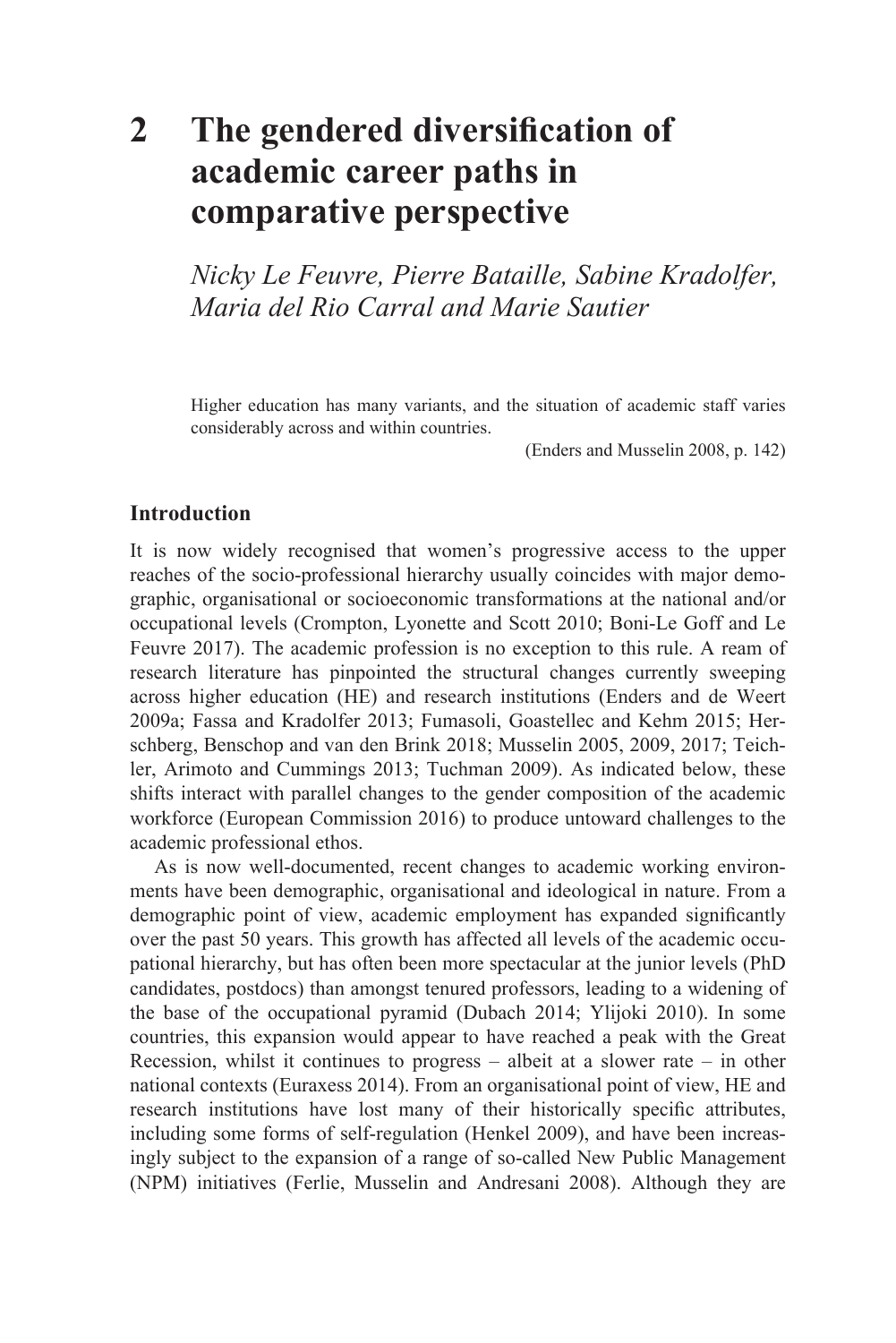# 2 The gendered diversification of academic career paths in comparative perspective

*Nicky Le Feuvre, Pierre Bataille, Sabine Kradolfer, Maria del Rio Carral and Marie Sautier*

> Higher education has many variants, and the situation of academic staff varies considerably across and within countries.
>
> (Enders and Musselin 2008, p. 142)

## Introduction

It is now widely recognised that women's progressive access to the upper reaches of the socio-professional hierarchy usually coincides with major demographic, organisational or socioeconomic transformations at the national and/or occupational levels (Crompton, Lyonette and Scott 2010; Boni-Le Goff and Le Feuvre 2017). The academic profession is no exception to this rule. A ream of research literature has pinpointed the structural changes currently sweeping across higher education (HE) and research institutions (Enders and de Weert 2009a; Fassa and Kradolfer 2013; Fumasoli, Goastellec and Kehm 2015; Herschberg, Benschop and van den Brink 2018; Musselin 2005, 2009, 2017; Teichler, Arimoto and Cummings 2013; Tuchman 2009). As indicated below, these shifts interact with parallel changes to the gender composition of the academic workforce (European Commission 2016) to produce untoward challenges to the academic professional ethos.

As is now well-documented, recent changes to academic working environments have been demographic, organisational and ideological in nature. From a demographic point of view, academic employment has expanded significantly over the past 50 years. This growth has affected all levels of the academic occupational hierarchy, but has often been more spectacular at the junior levels (PhD candidates, postdocs) than amongst tenured professors, leading to a widening of the base of the occupational pyramid (Dubach 2014; Ylijoki 2010). In some countries, this expansion would appear to have reached a peak with the Great Recession, whilst it continues to progress – albeit at a slower rate – in other national contexts (Euraxess 2014). From an organisational point of view, HE and research institutions have lost many of their historically specific attributes, including some forms of self-regulation (Henkel 2009), and have been increasingly subject to the expansion of a range of so-called New Public Management (NPM) initiatives (Ferlie, Musselin and Andresani 2008). Although they are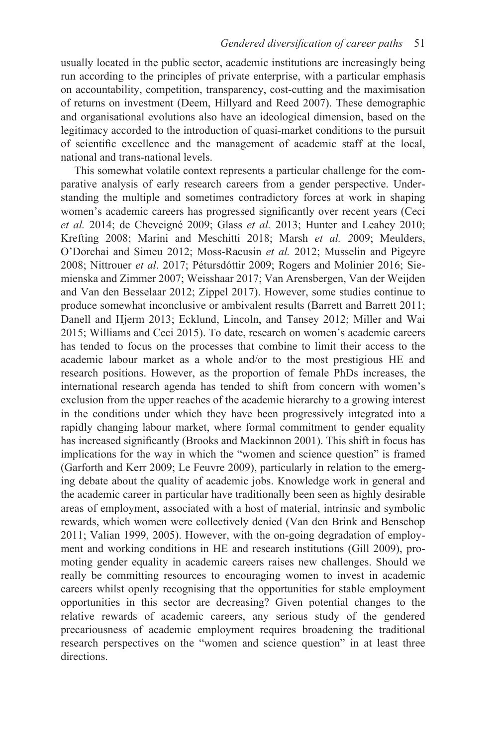usually located in the public sector, academic institutions are increasingly being run according to the principles of private enterprise, with a particular emphasis on accountability, competition, transparency, cost-cutting and the maximisation of returns on investment (Deem, Hillyard and Reed 2007). These demographic and organisational evolutions also have an ideological dimension, based on the legitimacy accorded to the introduction of quasi-market conditions to the pursuit of scientific excellence and the management of academic staff at the local, national and trans-national levels.

This somewhat volatile context represents a particular challenge for the comparative analysis of early research careers from a gender perspective. Understanding the multiple and sometimes contradictory forces at work in shaping women's academic careers has progressed significantly over recent years (Ceci *et al.* 2014; de Cheveigné 2009; Glass *et al.* 2013; Hunter and Leahey 2010; Krefting 2008; Marini and Meschitti 2018; Marsh *et al.* 2009; Meulders, O'Dorchai and Simeu 2012; Moss-Racusin *et al.* 2012; Musselin and Pigeyre 2008; Nittrouer *et al*. 2017; Pétursdóttir 2009; Rogers and Molinier 2016; Siemienska and Zimmer 2007; Weisshaar 2017; Van Arensbergen, Van der Weijden and Van den Besselaar 2012; Zippel 2017). However, some studies continue to produce somewhat inconclusive or ambivalent results (Barrett and Barrett 2011; Danell and Hjerm 2013; Ecklund, Lincoln, and Tansey 2012; Miller and Wai 2015; Williams and Ceci 2015). To date, research on women's academic careers has tended to focus on the processes that combine to limit their access to the academic labour market as a whole and/or to the most prestigious HE and research positions. However, as the proportion of female PhDs increases, the international research agenda has tended to shift from concern with women's exclusion from the upper reaches of the academic hierarchy to a growing interest in the conditions under which they have been progressively integrated into a rapidly changing labour market, where formal commitment to gender equality has increased significantly (Brooks and Mackinnon 2001). This shift in focus has implications for the way in which the "women and science question" is framed (Garforth and Kerr 2009; Le Feuvre 2009), particularly in relation to the emerging debate about the quality of academic jobs. Knowledge work in general and the academic career in particular have traditionally been seen as highly desirable areas of employment, associated with a host of material, intrinsic and symbolic rewards, which women were collectively denied (Van den Brink and Benschop 2011; Valian 1999, 2005). However, with the on-going degradation of employment and working conditions in HE and research institutions (Gill 2009), promoting gender equality in academic careers raises new challenges. Should we really be committing resources to encouraging women to invest in academic careers whilst openly recognising that the opportunities for stable employment opportunities in this sector are decreasing? Given potential changes to the relative rewards of academic careers, any serious study of the gendered precariousness of academic employment requires broadening the traditional research perspectives on the "women and science question" in at least three directions.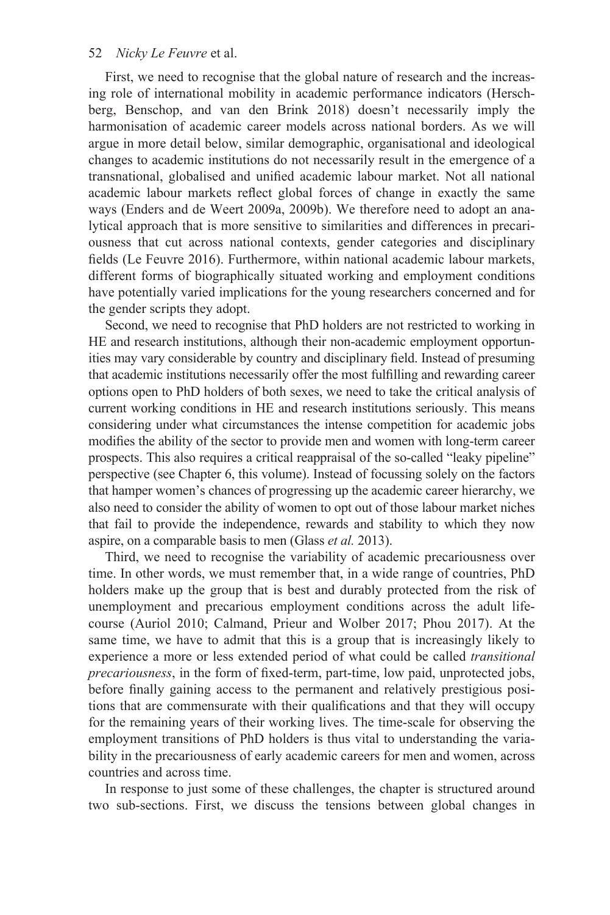First, we need to recognise that the global nature of research and the increasing role of international mobility in academic performance indicators (Herschberg, Benschop, and van den Brink 2018) doesn't necessarily imply the harmonisation of academic career models across national borders. As we will argue in more detail below, similar demographic, organisational and ideological changes to academic institutions do not necessarily result in the emergence of a transnational, globalised and unified academic labour market. Not all national academic labour markets reflect global forces of change in exactly the same ways (Enders and de Weert 2009a, 2009b). We therefore need to adopt an analytical approach that is more sensitive to similarities and differences in precariousness that cut across national contexts, gender categories and disciplinary fields (Le Feuvre 2016). Furthermore, within national academic labour markets, different forms of biographically situated working and employment conditions have potentially varied implications for the young researchers concerned and for the gender scripts they adopt.

Second, we need to recognise that PhD holders are not restricted to working in HE and research institutions, although their non-academic employment opportunities may vary considerable by country and disciplinary field. Instead of presuming that academic institutions necessarily offer the most fulfilling and rewarding career options open to PhD holders of both sexes, we need to take the critical analysis of current working conditions in HE and research institutions seriously. This means considering under what circumstances the intense competition for academic jobs modifies the ability of the sector to provide men and women with long-term career prospects. This also requires a critical reappraisal of the so-called "leaky pipeline" perspective (see Chapter 6, this volume). Instead of focussing solely on the factors that hamper women's chances of progressing up the academic career hierarchy, we also need to consider the ability of women to opt out of those labour market niches that fail to provide the independence, rewards and stability to which they now aspire, on a comparable basis to men (Glass *et al.* 2013).

Third, we need to recognise the variability of academic precariousness over time. In other words, we must remember that, in a wide range of countries, PhD holders make up the group that is best and durably protected from the risk of unemployment and precarious employment conditions across the adult life-course (Auriol 2010; Calmand, Prieur and Wolber 2017; Phou 2017). At the same time, we have to admit that this is a group that is increasingly likely to experience a more or less extended period of what could be called *transitional precariousness*, in the form of fixed-term, part-time, low paid, unprotected jobs, before finally gaining access to the permanent and relatively prestigious positions that are commensurate with their qualifications and that they will occupy for the remaining years of their working lives. The time-scale for observing the employment transitions of PhD holders is thus vital to understanding the variability in the precariousness of early academic careers for men and women, across countries and across time.

In response to just some of these challenges, the chapter is structured around two sub-sections. First, we discuss the tensions between global changes in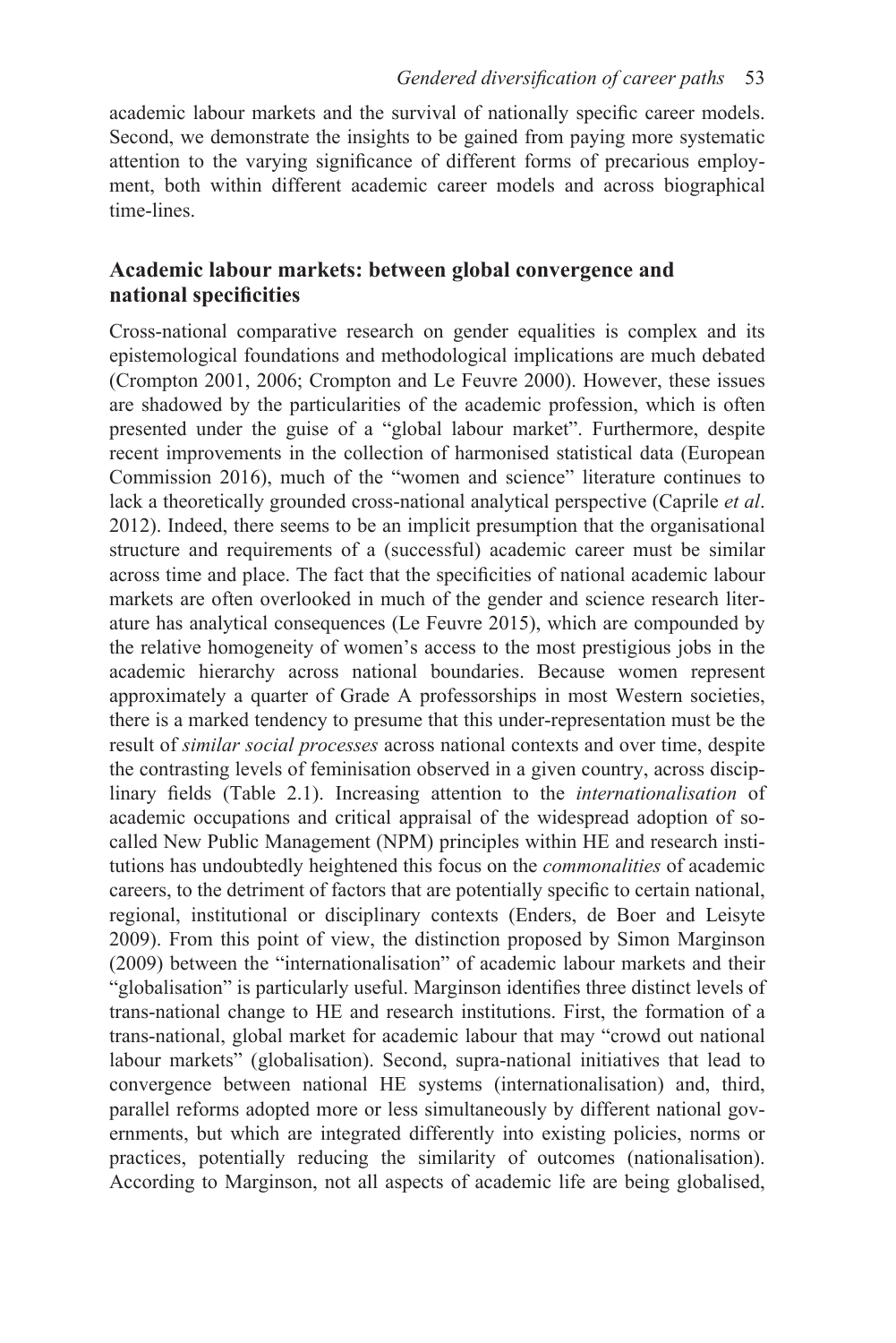academic labour markets and the survival of nationally specific career models. Second, we demonstrate the insights to be gained from paying more systematic attention to the varying significance of different forms of precarious employment, both within different academic career models and across biographical time-lines.

## Academic labour markets: between global convergence and national specificities

Cross-national comparative research on gender equalities is complex and its epistemological foundations and methodological implications are much debated (Crompton 2001, 2006; Crompton and Le Feuvre 2000). However, these issues are shadowed by the particularities of the academic profession, which is often presented under the guise of a "global labour market". Furthermore, despite recent improvements in the collection of harmonised statistical data (European Commission 2016), much of the "women and science" literature continues to lack a theoretically grounded cross-national analytical perspective (Caprile *et al*. 2012). Indeed, there seems to be an implicit presumption that the organisational structure and requirements of a (successful) academic career must be similar across time and place. The fact that the specificities of national academic labour markets are often overlooked in much of the gender and science research literature has analytical consequences (Le Feuvre 2015), which are compounded by the relative homogeneity of women's access to the most prestigious jobs in the academic hierarchy across national boundaries. Because women represent approximately a quarter of Grade A professorships in most Western societies, there is a marked tendency to presume that this under-representation must be the result of *similar social processes* across national contexts and over time, despite the contrasting levels of feminisation observed in a given country, across disciplinary fields (Table 2.1). Increasing attention to the *internationalisation* of academic occupations and critical appraisal of the widespread adoption of so-called New Public Management (NPM) principles within HE and research institutions has undoubtedly heightened this focus on the *commonalities* of academic careers, to the detriment of factors that are potentially specific to certain national, regional, institutional or disciplinary contexts (Enders, de Boer and Leisyte 2009). From this point of view, the distinction proposed by Simon Marginson (2009) between the "internationalisation" of academic labour markets and their "globalisation" is particularly useful. Marginson identifies three distinct levels of trans-national change to HE and research institutions. First, the formation of a trans-national, global market for academic labour that may "crowd out national labour markets" (globalisation). Second, supra-national initiatives that lead to convergence between national HE systems (internationalisation) and, third, parallel reforms adopted more or less simultaneously by different national governments, but which are integrated differently into existing policies, norms or practices, potentially reducing the similarity of outcomes (nationalisation). According to Marginson, not all aspects of academic life are being globalised,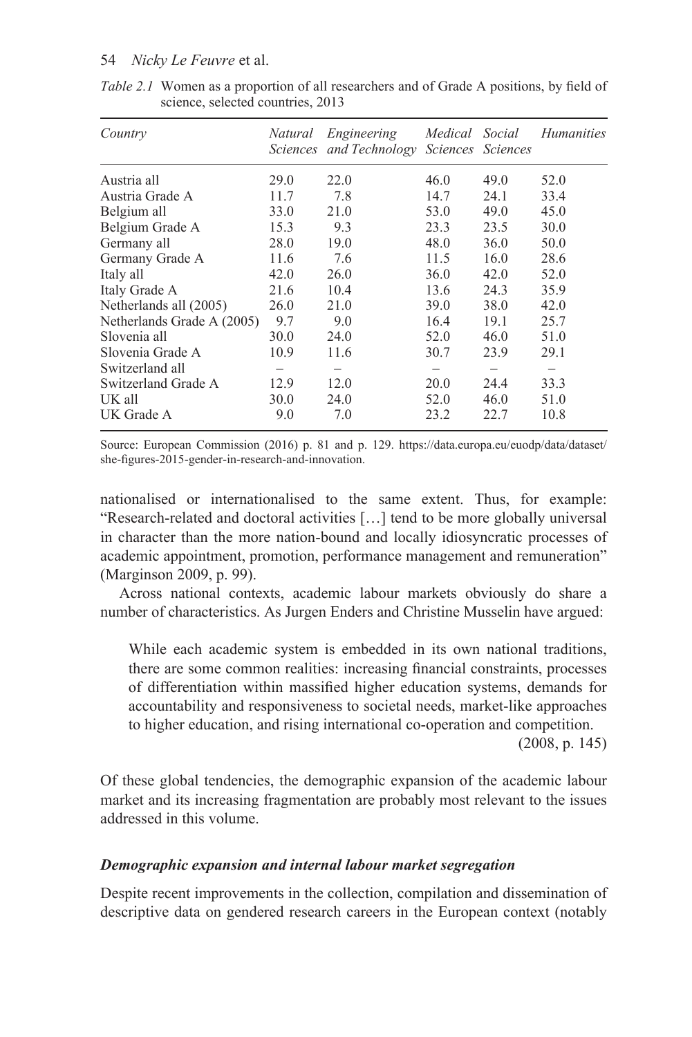*Table 2.1* Women as a proportion of all researchers and of Grade A positions, by field of science, selected countries, 2013

| *Country* | *Natural Sciences* | *Engineering and Technology* | *Medical Sciences* | *Social Sciences* | *Humanities* |
|---|---|---|---|---|---|
| Austria all | 29.0 | 22.0 | 46.0 | 49.0 | 52.0 |
| Austria Grade A | 11.7 | 7.8 | 14.7 | 24.1 | 33.4 |
| Belgium all | 33.0 | 21.0 | 53.0 | 49.0 | 45.0 |
| Belgium Grade A | 15.3 | 9.3 | 23.3 | 23.5 | 30.0 |
| Germany all | 28.0 | 19.0 | 48.0 | 36.0 | 50.0 |
| Germany Grade A | 11.6 | 7.6 | 11.5 | 16.0 | 28.6 |
| Italy all | 42.0 | 26.0 | 36.0 | 42.0 | 52.0 |
| Italy Grade A | 21.6 | 10.4 | 13.6 | 24.3 | 35.9 |
| Netherlands all (2005) | 26.0 | 21.0 | 39.0 | 38.0 | 42.0 |
| Netherlands Grade A (2005) | 9.7 | 9.0 | 16.4 | 19.1 | 25.7 |
| Slovenia all | 30.0 | 24.0 | 52.0 | 46.0 | 51.0 |
| Slovenia Grade A | 10.9 | 11.6 | 30.7 | 23.9 | 29.1 |
| Switzerland all | – | – | – | – | – |
| Switzerland Grade A | 12.9 | 12.0 | 20.0 | 24.4 | 33.3 |
| UK all | 30.0 | 24.0 | 52.0 | 46.0 | 51.0 |
| UK Grade A | 9.0 | 7.0 | 23.2 | 22.7 | 10.8 |

Source: European Commission (2016) p. 81 and p. 129. https://data.europa.eu/euodp/data/dataset/she-figures-2015-gender-in-research-and-innovation.

nationalised or internationalised to the same extent. Thus, for example: "Research-related and doctoral activities […] tend to be more globally universal in character than the more nation-bound and locally idiosyncratic processes of academic appointment, promotion, performance management and remuneration" (Marginson 2009, p. 99).

Across national contexts, academic labour markets obviously do share a number of characteristics. As Jurgen Enders and Christine Musselin have argued:

> While each academic system is embedded in its own national traditions, there are some common realities: increasing financial constraints, processes of differentiation within massified higher education systems, demands for accountability and responsiveness to societal needs, market-like approaches to higher education, and rising international co-operation and competition.
>
> (2008, p. 145)

Of these global tendencies, the demographic expansion of the academic labour market and its increasing fragmentation are probably most relevant to the issues addressed in this volume.

### *Demographic expansion and internal labour market segregation*

Despite recent improvements in the collection, compilation and dissemination of descriptive data on gendered research careers in the European context (notably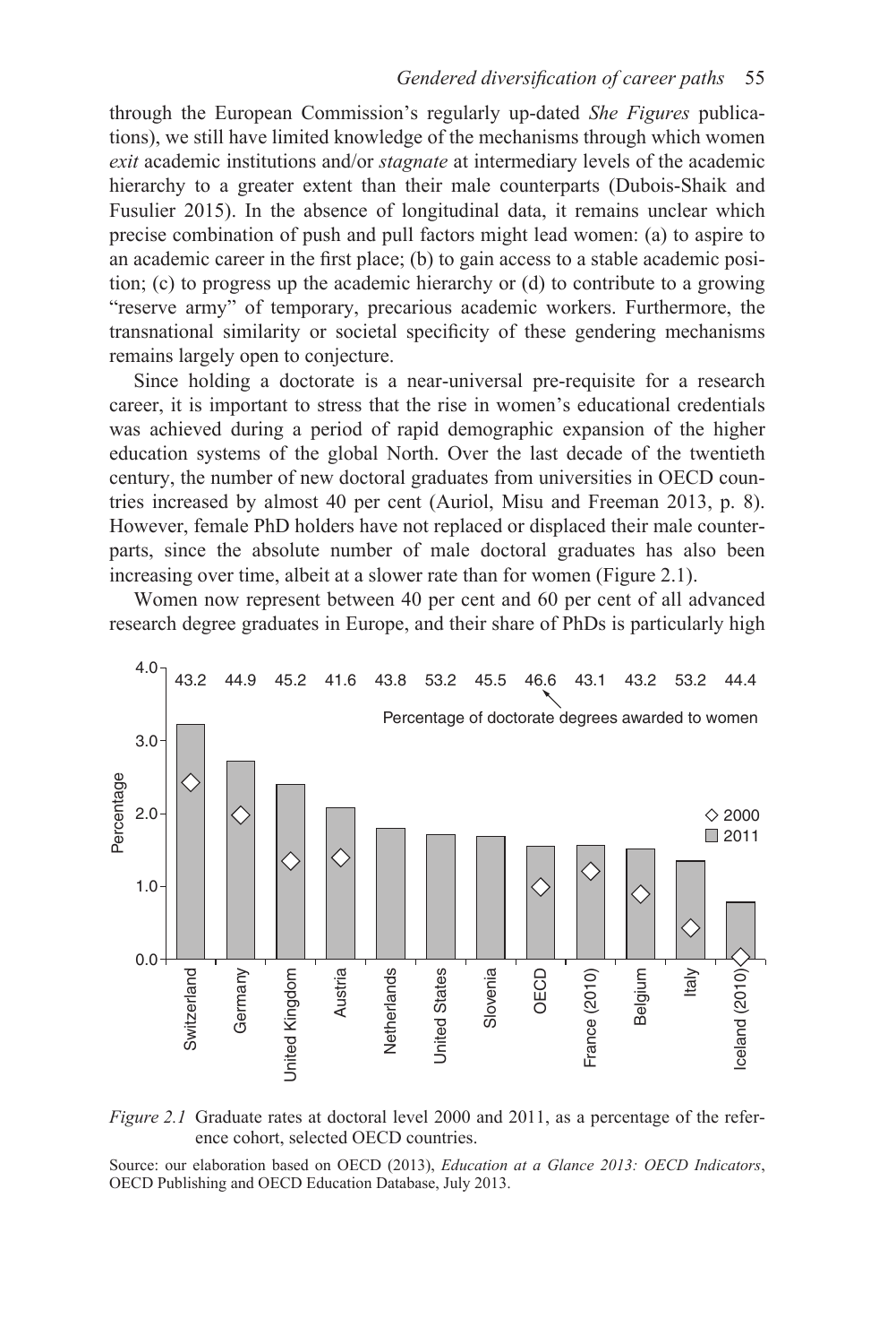through the European Commission's regularly up-dated *She Figures* publications), we still have limited knowledge of the mechanisms through which women *exit* academic institutions and/or *stagnate* at intermediary levels of the academic hierarchy to a greater extent than their male counterparts (Dubois-Shaik and Fusulier 2015). In the absence of longitudinal data, it remains unclear which precise combination of push and pull factors might lead women: (a) to aspire to an academic career in the first place; (b) to gain access to a stable academic position; (c) to progress up the academic hierarchy or (d) to contribute to a growing "reserve army" of temporary, precarious academic workers. Furthermore, the transnational similarity or societal specificity of these gendering mechanisms remains largely open to conjecture.

Since holding a doctorate is a near-universal pre-requisite for a research career, it is important to stress that the rise in women's educational credentials was achieved during a period of rapid demographic expansion of the higher education systems of the global North. Over the last decade of the twentieth century, the number of new doctoral graduates from universities in OECD countries increased by almost 40 per cent (Auriol, Misu and Freeman 2013, p. 8). However, female PhD holders have not replaced or displaced their male counterparts, since the absolute number of male doctoral graduates has also been increasing over time, albeit at a slower rate than for women (Figure 2.1).

Women now represent between 40 per cent and 60 per cent of all advanced research degree graduates in Europe, and their share of PhDs is particularly high

| | Switzerland | Germany | United Kingdom | Austria | Netherlands | United States | Slovenia | OECD | France (2010) | Belgium | Italy | Iceland (2010) |
|---|---|---|---|---|---|---|---|---|---|---|---|---|
| Percentage of doctorate degrees awarded to women | 43.2 | 44.9 | 45.2 | 41.6 | 43.8 | 53.2 | 45.5 | 46.6 | 43.1 | 43.2 | 53.2 | 44.4 |

*Figure 2.1* Graduate rates at doctoral level 2000 and 2011, as a percentage of the reference cohort, selected OECD countries.

Source: our elaboration based on OECD (2013), *Education at a Glance 2013: OECD Indicators*, OECD Publishing and OECD Education Database, July 2013.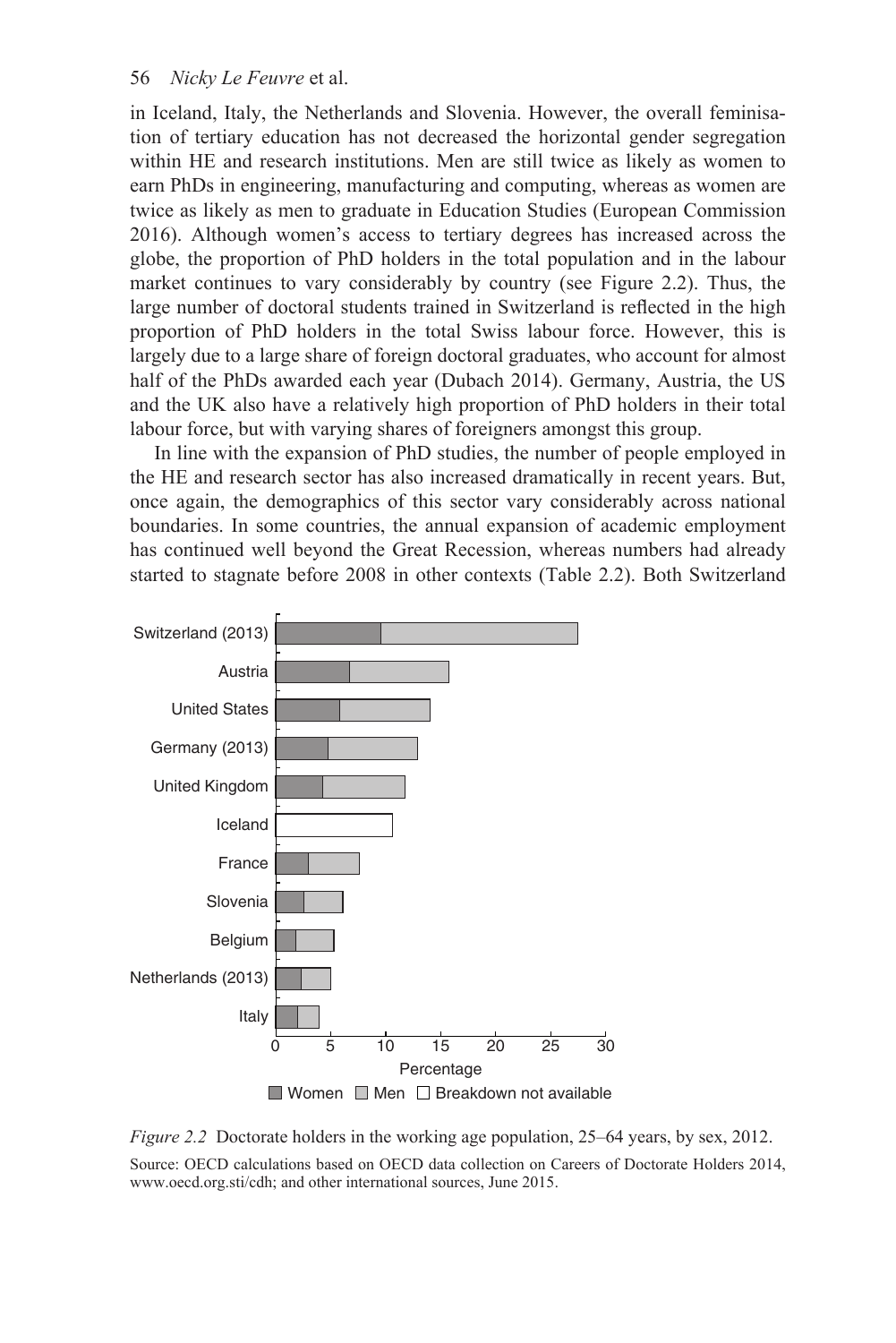in Iceland, Italy, the Netherlands and Slovenia. However, the overall feminisation of tertiary education has not decreased the horizontal gender segregation within HE and research institutions. Men are still twice as likely as women to earn PhDs in engineering, manufacturing and computing, whereas as women are twice as likely as men to graduate in Education Studies (European Commission 2016). Although women's access to tertiary degrees has increased across the globe, the proportion of PhD holders in the total population and in the labour market continues to vary considerably by country (see Figure 2.2). Thus, the large number of doctoral students trained in Switzerland is reflected in the high proportion of PhD holders in the total Swiss labour force. However, this is largely due to a large share of foreign doctoral graduates, who account for almost half of the PhDs awarded each year (Dubach 2014). Germany, Austria, the US and the UK also have a relatively high proportion of PhD holders in their total labour force, but with varying shares of foreigners amongst this group.

In line with the expansion of PhD studies, the number of people employed in the HE and research sector has also increased dramatically in recent years. But, once again, the demographics of this sector vary considerably across national boundaries. In some countries, the annual expansion of academic employment has continued well beyond the Great Recession, whereas numbers had already started to stagnate before 2008 in other contexts (Table 2.2). Both Switzerland

*Figure 2.2* Doctorate holders in the working age population, 25–64 years, by sex, 2012.

Source: OECD calculations based on OECD data collection on Careers of Doctorate Holders 2014, www.oecd.org.sti/cdh; and other international sources, June 2015.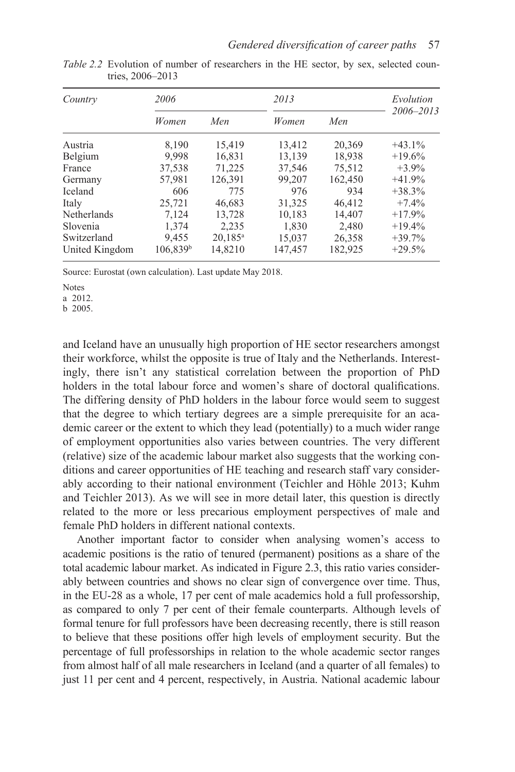*Table 2.2* Evolution of number of researchers in the HE sector, by sex, selected countries, 2006–2013

| *Country* | *2006* | | *2013* | | *Evolution 2006–2013* |
|---|---|---|---|---|---|
| | *Women* | *Men* | *Women* | *Men* | |
| Austria | 8,190 | 15,419 | 13,412 | 20,369 | +43.1% |
| Belgium | 9,998 | 16,831 | 13,139 | 18,938 | +19.6% |
| France | 37,538 | 71,225 | 37,546 | 75,512 | +3.9% |
| Germany | 57,981 | 126,391 | 99,207 | 162,450 | +41.9% |
| Iceland | 606 | 775 | 976 | 934 | +38.3% |
| Italy | 25,721 | 46,683 | 31,325 | 46,412 | +7.4% |
| Netherlands | 7,124 | 13,728 | 10,183 | 14,407 | +17.9% |
| Slovenia | 1,374 | 2,235 | 1,830 | 2,480 | +19.4% |
| Switzerland | 9,455 | 20,185[a] | 15,037 | 26,358 | +39.7% |
| United Kingdom | 106,839[b] | 14,8210 | 147,457 | 182,925 | +29.5% |

Source: Eurostat (own calculation). Last update May 2018.

Notes

a 2012.

b 2005.

and Iceland have an unusually high proportion of HE sector researchers amongst their workforce, whilst the opposite is true of Italy and the Netherlands. Interestingly, there isn't any statistical correlation between the proportion of PhD holders in the total labour force and women's share of doctoral qualifications. The differing density of PhD holders in the labour force would seem to suggest that the degree to which tertiary degrees are a simple prerequisite for an academic career or the extent to which they lead (potentially) to a much wider range of employment opportunities also varies between countries. The very different (relative) size of the academic labour market also suggests that the working conditions and career opportunities of HE teaching and research staff vary considerably according to their national environment (Teichler and Höhle 2013; Kuhm and Teichler 2013). As we will see in more detail later, this question is directly related to the more or less precarious employment perspectives of male and female PhD holders in different national contexts.

Another important factor to consider when analysing women's access to academic positions is the ratio of tenured (permanent) positions as a share of the total academic labour market. As indicated in Figure 2.3, this ratio varies considerably between countries and shows no clear sign of convergence over time. Thus, in the EU-28 as a whole, 17 per cent of male academics hold a full professorship, as compared to only 7 per cent of their female counterparts. Although levels of formal tenure for full professors have been decreasing recently, there is still reason to believe that these positions offer high levels of employment security. But the percentage of full professorships in relation to the whole academic sector ranges from almost half of all male researchers in Iceland (and a quarter of all females) to just 11 per cent and 4 percent, respectively, in Austria. National academic labour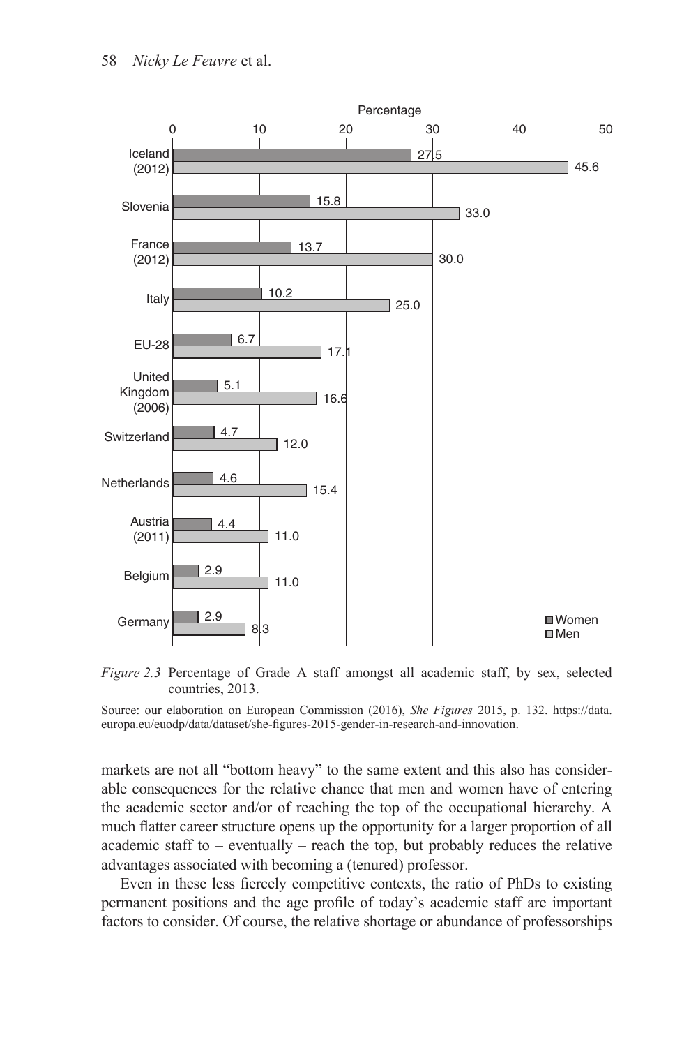| Country | Women | Men |
|---|---|---|
| Iceland (2012) | 27.5 | 45.6 |
| Slovenia | 15.8 | 33.0 |
| France (2012) | 13.7 | 30.0 |
| Italy | 10.2 | 25.0 |
| EU-28 | 6.7 | 17.1 |
| United Kingdom (2006) | 5.1 | 16.6 |
| Switzerland | 4.7 | 12.0 |
| Netherlands | 4.6 | 15.4 |
| Austria (2011) | 4.4 | 11.0 |
| Belgium | 2.9 | 11.0 |
| Germany | 2.9 | 8.3 |

*Figure 2.3* Percentage of Grade A staff amongst all academic staff, by sex, selected countries, 2013.

Source: our elaboration on European Commission (2016), *She Figures* 2015, p. 132. https://data.europa.eu/euodp/data/dataset/she-figures-2015-gender-in-research-and-innovation.

markets are not all "bottom heavy" to the same extent and this also has considerable consequences for the relative chance that men and women have of entering the academic sector and/or of reaching the top of the occupational hierarchy. A much flatter career structure opens up the opportunity for a larger proportion of all academic staff to – eventually – reach the top, but probably reduces the relative advantages associated with becoming a (tenured) professor.

Even in these less fiercely competitive contexts, the ratio of PhDs to existing permanent positions and the age profile of today's academic staff are important factors to consider. Of course, the relative shortage or abundance of professorships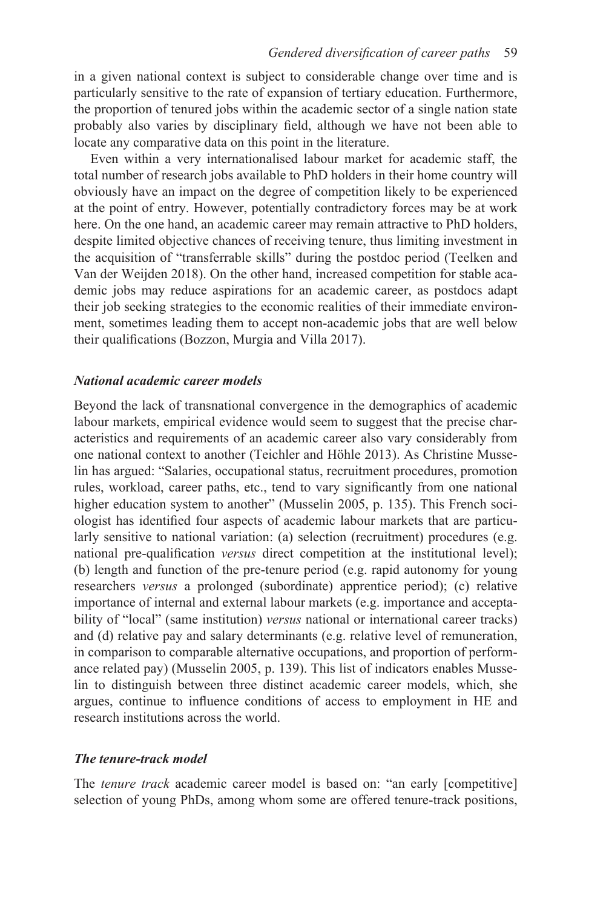in a given national context is subject to considerable change over time and is particularly sensitive to the rate of expansion of tertiary education. Furthermore, the proportion of tenured jobs within the academic sector of a single nation state probably also varies by disciplinary field, although we have not been able to locate any comparative data on this point in the literature.

Even within a very internationalised labour market for academic staff, the total number of research jobs available to PhD holders in their home country will obviously have an impact on the degree of competition likely to be experienced at the point of entry. However, potentially contradictory forces may be at work here. On the one hand, an academic career may remain attractive to PhD holders, despite limited objective chances of receiving tenure, thus limiting investment in the acquisition of "transferrable skills" during the postdoc period (Teelken and Van der Weijden 2018). On the other hand, increased competition for stable academic jobs may reduce aspirations for an academic career, as postdocs adapt their job seeking strategies to the economic realities of their immediate environment, sometimes leading them to accept non-academic jobs that are well below their qualifications (Bozzon, Murgia and Villa 2017).

### *National academic career models*

Beyond the lack of transnational convergence in the demographics of academic labour markets, empirical evidence would seem to suggest that the precise characteristics and requirements of an academic career also vary considerably from one national context to another (Teichler and Höhle 2013). As Christine Musselin has argued: "Salaries, occupational status, recruitment procedures, promotion rules, workload, career paths, etc., tend to vary significantly from one national higher education system to another" (Musselin 2005, p. 135). This French sociologist has identified four aspects of academic labour markets that are particularly sensitive to national variation: (a) selection (recruitment) procedures (e.g. national pre-qualification *versus* direct competition at the institutional level); (b) length and function of the pre-tenure period (e.g. rapid autonomy for young researchers *versus* a prolonged (subordinate) apprentice period); (c) relative importance of internal and external labour markets (e.g. importance and acceptability of "local" (same institution) *versus* national or international career tracks) and (d) relative pay and salary determinants (e.g. relative level of remuneration, in comparison to comparable alternative occupations, and proportion of performance related pay) (Musselin 2005, p. 139). This list of indicators enables Musselin to distinguish between three distinct academic career models, which, she argues, continue to influence conditions of access to employment in HE and research institutions across the world.

### *The tenure-track model*

The *tenure track* academic career model is based on: "an early [competitive] selection of young PhDs, among whom some are offered tenure-track positions,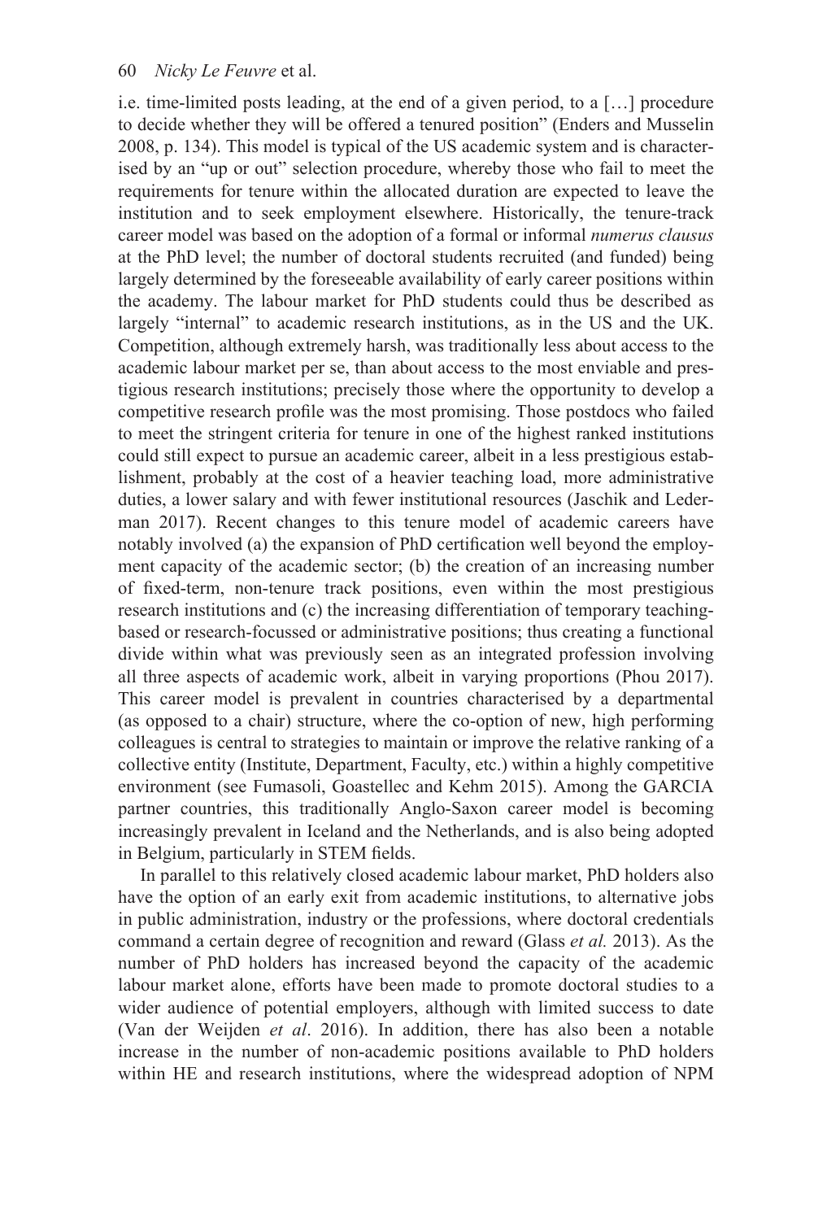i.e. time-limited posts leading, at the end of a given period, to a […] procedure to decide whether they will be offered a tenured position" (Enders and Musselin 2008, p. 134). This model is typical of the US academic system and is characterised by an "up or out" selection procedure, whereby those who fail to meet the requirements for tenure within the allocated duration are expected to leave the institution and to seek employment elsewhere. Historically, the tenure-track career model was based on the adoption of a formal or informal *numerus clausus* at the PhD level; the number of doctoral students recruited (and funded) being largely determined by the foreseeable availability of early career positions within the academy. The labour market for PhD students could thus be described as largely "internal" to academic research institutions, as in the US and the UK. Competition, although extremely harsh, was traditionally less about access to the academic labour market per se, than about access to the most enviable and prestigious research institutions; precisely those where the opportunity to develop a competitive research profile was the most promising. Those postdocs who failed to meet the stringent criteria for tenure in one of the highest ranked institutions could still expect to pursue an academic career, albeit in a less prestigious establishment, probably at the cost of a heavier teaching load, more administrative duties, a lower salary and with fewer institutional resources (Jaschik and Lederman 2017). Recent changes to this tenure model of academic careers have notably involved (a) the expansion of PhD certification well beyond the employment capacity of the academic sector; (b) the creation of an increasing number of fixed-term, non-tenure track positions, even within the most prestigious research institutions and (c) the increasing differentiation of temporary teaching-based or research-focussed or administrative positions; thus creating a functional divide within what was previously seen as an integrated profession involving all three aspects of academic work, albeit in varying proportions (Phou 2017). This career model is prevalent in countries characterised by a departmental (as opposed to a chair) structure, where the co-option of new, high performing colleagues is central to strategies to maintain or improve the relative ranking of a collective entity (Institute, Department, Faculty, etc.) within a highly competitive environment (see Fumasoli, Goastellec and Kehm 2015). Among the GARCIA partner countries, this traditionally Anglo-Saxon career model is becoming increasingly prevalent in Iceland and the Netherlands, and is also being adopted in Belgium, particularly in STEM fields.

In parallel to this relatively closed academic labour market, PhD holders also have the option of an early exit from academic institutions, to alternative jobs in public administration, industry or the professions, where doctoral credentials command a certain degree of recognition and reward (Glass *et al.* 2013). As the number of PhD holders has increased beyond the capacity of the academic labour market alone, efforts have been made to promote doctoral studies to a wider audience of potential employers, although with limited success to date (Van der Weijden *et al*. 2016). In addition, there has also been a notable increase in the number of non-academic positions available to PhD holders within HE and research institutions, where the widespread adoption of NPM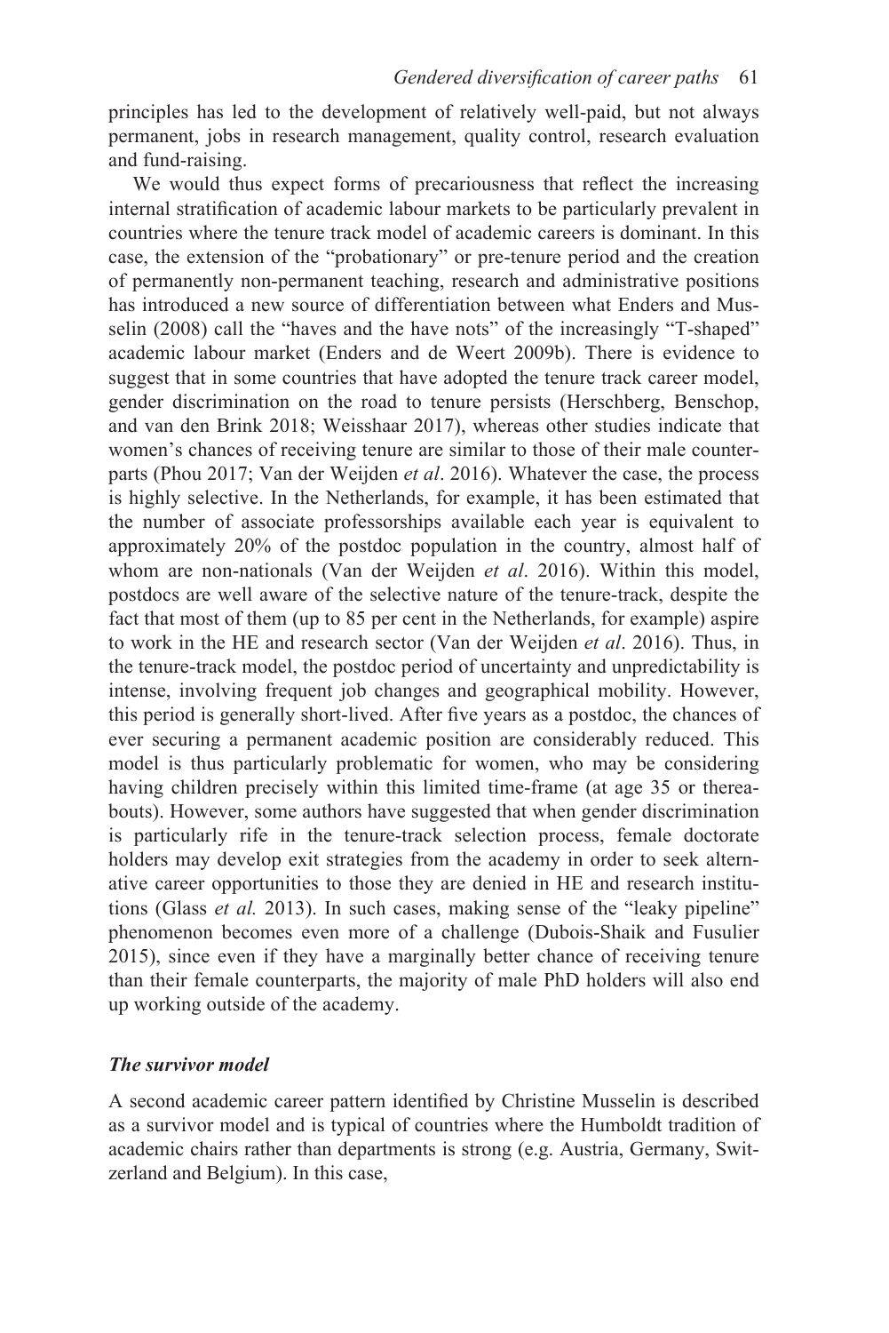principles has led to the development of relatively well-paid, but not always permanent, jobs in research management, quality control, research evaluation and fund-raising.

We would thus expect forms of precariousness that reflect the increasing internal stratification of academic labour markets to be particularly prevalent in countries where the tenure track model of academic careers is dominant. In this case, the extension of the "probationary" or pre-tenure period and the creation of permanently non-permanent teaching, research and administrative positions has introduced a new source of differentiation between what Enders and Musselin (2008) call the "haves and the have nots" of the increasingly "T-shaped" academic labour market (Enders and de Weert 2009b). There is evidence to suggest that in some countries that have adopted the tenure track career model, gender discrimination on the road to tenure persists (Herschberg, Benschop, and van den Brink 2018; Weisshaar 2017), whereas other studies indicate that women's chances of receiving tenure are similar to those of their male counterparts (Phou 2017; Van der Weijden *et al*. 2016). Whatever the case, the process is highly selective. In the Netherlands, for example, it has been estimated that the number of associate professorships available each year is equivalent to approximately 20% of the postdoc population in the country, almost half of whom are non-nationals (Van der Weijden *et al*. 2016). Within this model, postdocs are well aware of the selective nature of the tenure-track, despite the fact that most of them (up to 85 per cent in the Netherlands, for example) aspire to work in the HE and research sector (Van der Weijden *et al*. 2016). Thus, in the tenure-track model, the postdoc period of uncertainty and unpredictability is intense, involving frequent job changes and geographical mobility. However, this period is generally short-lived. After five years as a postdoc, the chances of ever securing a permanent academic position are considerably reduced. This model is thus particularly problematic for women, who may be considering having children precisely within this limited time-frame (at age 35 or thereabouts). However, some authors have suggested that when gender discrimination is particularly rife in the tenure-track selection process, female doctorate holders may develop exit strategies from the academy in order to seek alternative career opportunities to those they are denied in HE and research institutions (Glass *et al.* 2013). In such cases, making sense of the "leaky pipeline" phenomenon becomes even more of a challenge (Dubois-Shaik and Fusulier 2015), since even if they have a marginally better chance of receiving tenure than their female counterparts, the majority of male PhD holders will also end up working outside of the academy.

### *The survivor model*

A second academic career pattern identified by Christine Musselin is described as a survivor model and is typical of countries where the Humboldt tradition of academic chairs rather than departments is strong (e.g. Austria, Germany, Switzerland and Belgium). In this case,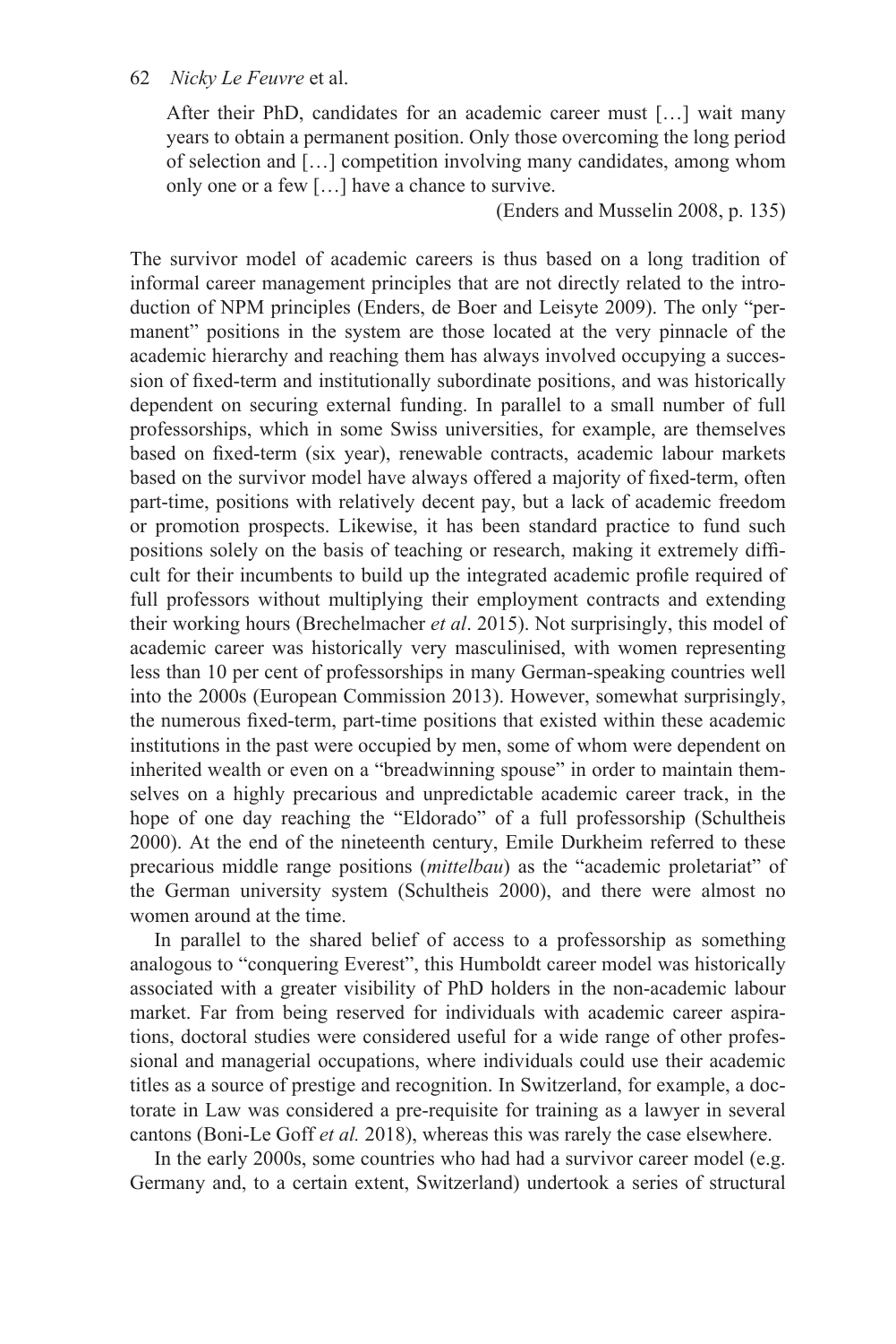> After their PhD, candidates for an academic career must […] wait many years to obtain a permanent position. Only those overcoming the long period of selection and […] competition involving many candidates, among whom only one or a few […] have a chance to survive.
>
> (Enders and Musselin 2008, p. 135)

The survivor model of academic careers is thus based on a long tradition of informal career management principles that are not directly related to the introduction of NPM principles (Enders, de Boer and Leisyte 2009). The only "permanent" positions in the system are those located at the very pinnacle of the academic hierarchy and reaching them has always involved occupying a succession of fixed-term and institutionally subordinate positions, and was historically dependent on securing external funding. In parallel to a small number of full professorships, which in some Swiss universities, for example, are themselves based on fixed-term (six year), renewable contracts, academic labour markets based on the survivor model have always offered a majority of fixed-term, often part-time, positions with relatively decent pay, but a lack of academic freedom or promotion prospects. Likewise, it has been standard practice to fund such positions solely on the basis of teaching or research, making it extremely difficult for their incumbents to build up the integrated academic profile required of full professors without multiplying their employment contracts and extending their working hours (Brechelmacher *et al*. 2015). Not surprisingly, this model of academic career was historically very masculinised, with women representing less than 10 per cent of professorships in many German-speaking countries well into the 2000s (European Commission 2013). However, somewhat surprisingly, the numerous fixed-term, part-time positions that existed within these academic institutions in the past were occupied by men, some of whom were dependent on inherited wealth or even on a "breadwinning spouse" in order to maintain themselves on a highly precarious and unpredictable academic career track, in the hope of one day reaching the "Eldorado" of a full professorship (Schultheis 2000). At the end of the nineteenth century, Emile Durkheim referred to these precarious middle range positions (*mittelbau*) as the "academic proletariat" of the German university system (Schultheis 2000), and there were almost no women around at the time.

In parallel to the shared belief of access to a professorship as something analogous to "conquering Everest", this Humboldt career model was historically associated with a greater visibility of PhD holders in the non-academic labour market. Far from being reserved for individuals with academic career aspirations, doctoral studies were considered useful for a wide range of other professional and managerial occupations, where individuals could use their academic titles as a source of prestige and recognition. In Switzerland, for example, a doctorate in Law was considered a pre-requisite for training as a lawyer in several cantons (Boni-Le Goff *et al.* 2018), whereas this was rarely the case elsewhere.

In the early 2000s, some countries who had had a survivor career model (e.g. Germany and, to a certain extent, Switzerland) undertook a series of structural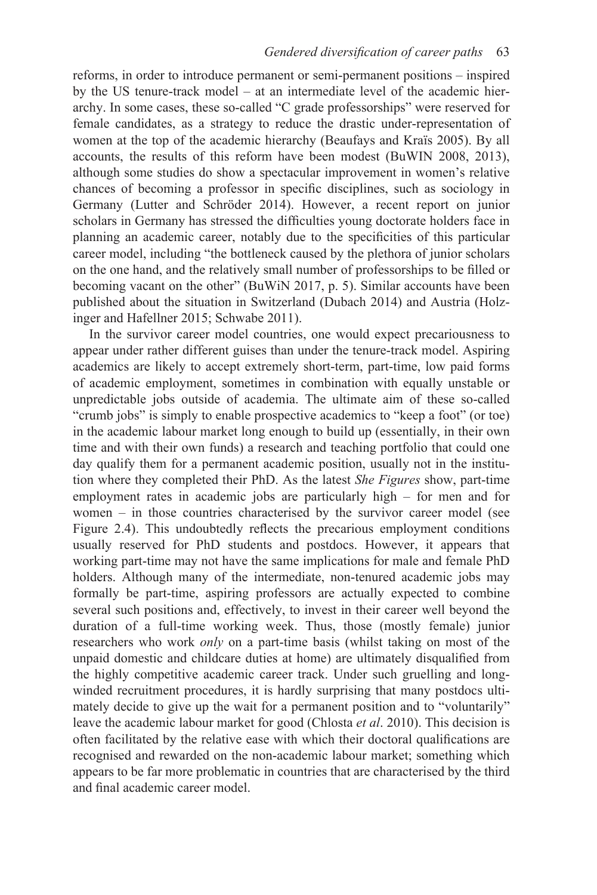reforms, in order to introduce permanent or semi-permanent positions – inspired by the US tenure-track model – at an intermediate level of the academic hierarchy. In some cases, these so-called "C grade professorships" were reserved for female candidates, as a strategy to reduce the drastic under-representation of women at the top of the academic hierarchy (Beaufays and Kraïs 2005). By all accounts, the results of this reform have been modest (BuWIN 2008, 2013), although some studies do show a spectacular improvement in women's relative chances of becoming a professor in specific disciplines, such as sociology in Germany (Lutter and Schröder 2014). However, a recent report on junior scholars in Germany has stressed the difficulties young doctorate holders face in planning an academic career, notably due to the specificities of this particular career model, including "the bottleneck caused by the plethora of junior scholars on the one hand, and the relatively small number of professorships to be filled or becoming vacant on the other" (BuWiN 2017, p. 5). Similar accounts have been published about the situation in Switzerland (Dubach 2014) and Austria (Holzinger and Hafellner 2015; Schwabe 2011).

In the survivor career model countries, one would expect precariousness to appear under rather different guises than under the tenure-track model. Aspiring academics are likely to accept extremely short-term, part-time, low paid forms of academic employment, sometimes in combination with equally unstable or unpredictable jobs outside of academia. The ultimate aim of these so-called "crumb jobs" is simply to enable prospective academics to "keep a foot" (or toe) in the academic labour market long enough to build up (essentially, in their own time and with their own funds) a research and teaching portfolio that could one day qualify them for a permanent academic position, usually not in the institution where they completed their PhD. As the latest *She Figures* show, part-time employment rates in academic jobs are particularly high – for men and for women – in those countries characterised by the survivor career model (see Figure 2.4). This undoubtedly reflects the precarious employment conditions usually reserved for PhD students and postdocs. However, it appears that working part-time may not have the same implications for male and female PhD holders. Although many of the intermediate, non-tenured academic jobs may formally be part-time, aspiring professors are actually expected to combine several such positions and, effectively, to invest in their career well beyond the duration of a full-time working week. Thus, those (mostly female) junior researchers who work *only* on a part-time basis (whilst taking on most of the unpaid domestic and childcare duties at home) are ultimately disqualified from the highly competitive academic career track. Under such gruelling and long-winded recruitment procedures, it is hardly surprising that many postdocs ultimately decide to give up the wait for a permanent position and to "voluntarily" leave the academic labour market for good (Chlosta *et al*. 2010). This decision is often facilitated by the relative ease with which their doctoral qualifications are recognised and rewarded on the non-academic labour market; something which appears to be far more problematic in countries that are characterised by the third and final academic career model.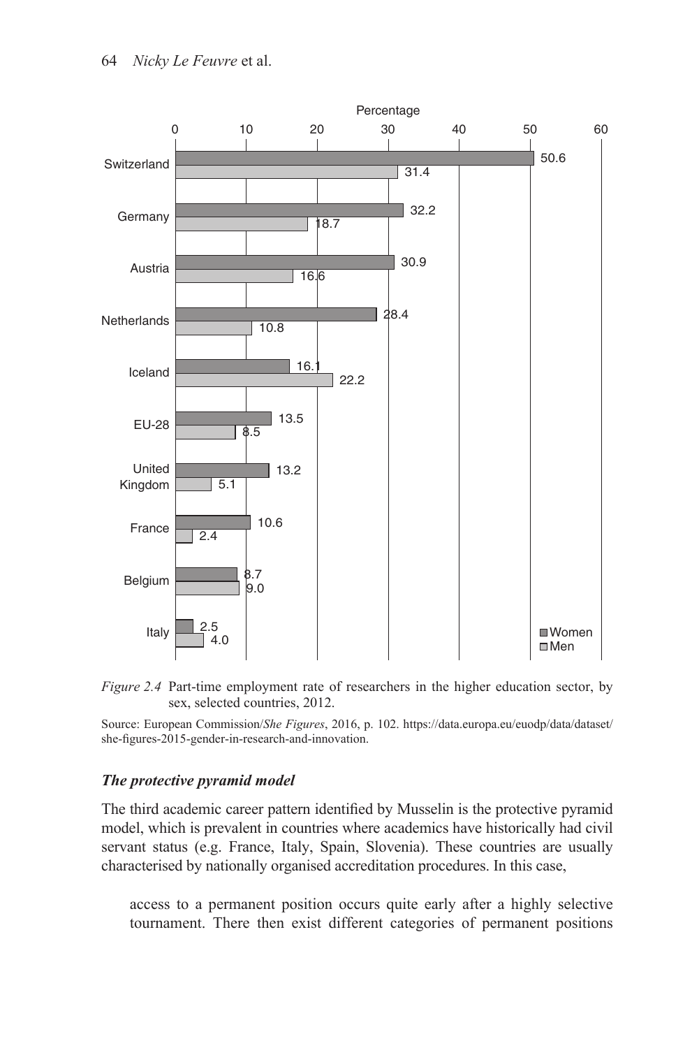| Country | Women | Men |
| --- | --- | --- |
| Switzerland | 50.6 | 31.4 |
| Germany | 32.2 | 18.7 |
| Austria | 30.9 | 16.6 |
| Netherlands | 28.4 | 10.8 |
| Iceland | 16.1 | 22.2 |
| EU-28 | 13.5 | 8.5 |
| United Kingdom | 13.2 | 5.1 |
| France | 10.6 | 2.4 |
| Belgium | 8.7 | 9.0 |
| Italy | 2.5 | 4.0 |

*Figure 2.4* Part-time employment rate of researchers in the higher education sector, by sex, selected countries, 2012.

Source: European Commission/*She Figures*, 2016, p. 102. https://data.europa.eu/euodp/data/dataset/she-figures-2015-gender-in-research-and-innovation.

### *The protective pyramid model*

The third academic career pattern identified by Musselin is the protective pyramid model, which is prevalent in countries where academics have historically had civil servant status (e.g. France, Italy, Spain, Slovenia). These countries are usually characterised by nationally organised accreditation procedures. In this case,

> access to a permanent position occurs quite early after a highly selective tournament. There then exist different categories of permanent positions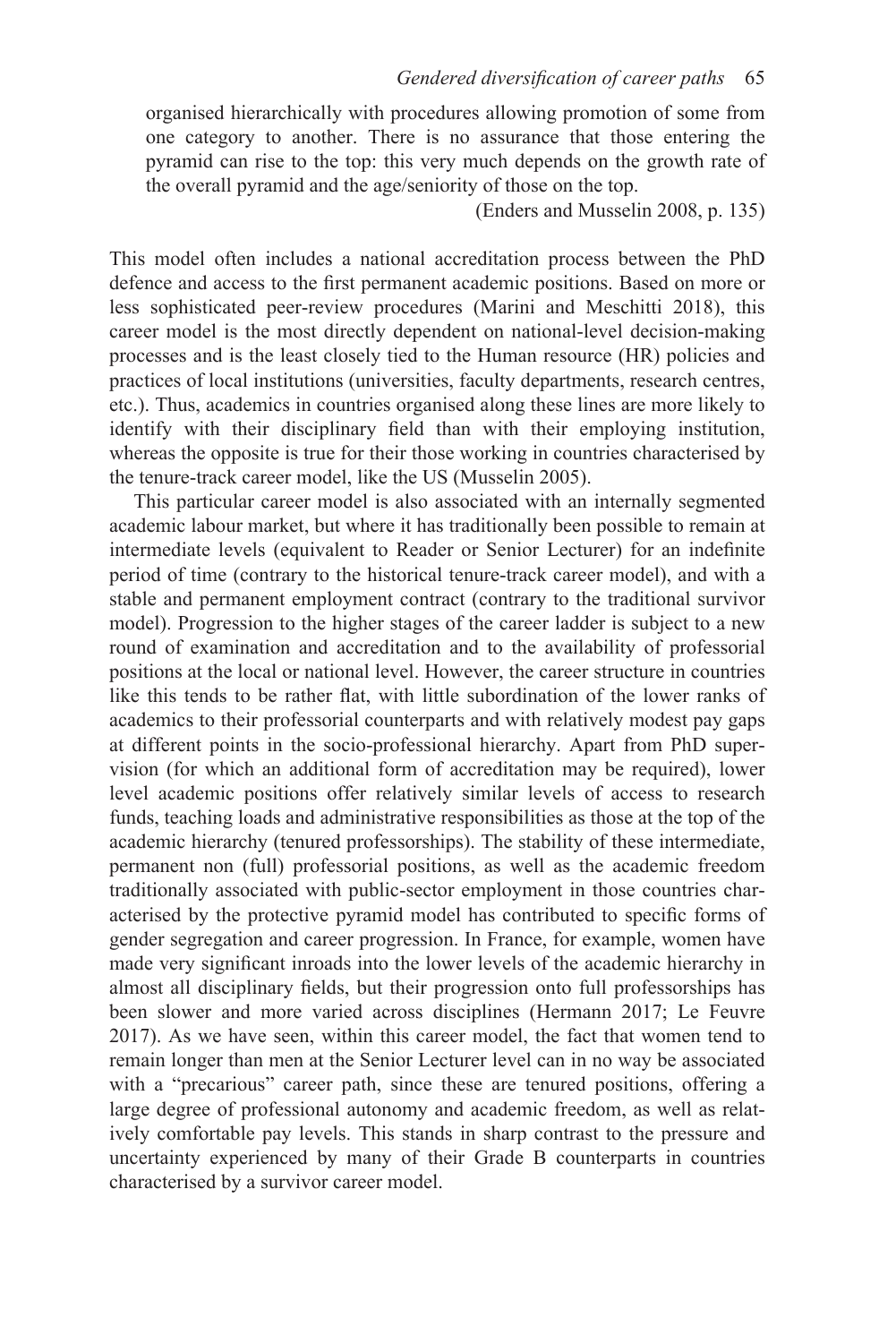> organised hierarchically with procedures allowing promotion of some from one category to another. There is no assurance that those entering the pyramid can rise to the top: this very much depends on the growth rate of the overall pyramid and the age/seniority of those on the top.
>
> (Enders and Musselin 2008, p. 135)

This model often includes a national accreditation process between the PhD defence and access to the first permanent academic positions. Based on more or less sophisticated peer-review procedures (Marini and Meschitti 2018), this career model is the most directly dependent on national-level decision-making processes and is the least closely tied to the Human resource (HR) policies and practices of local institutions (universities, faculty departments, research centres, etc.). Thus, academics in countries organised along these lines are more likely to identify with their disciplinary field than with their employing institution, whereas the opposite is true for their those working in countries characterised by the tenure-track career model, like the US (Musselin 2005).

This particular career model is also associated with an internally segmented academic labour market, but where it has traditionally been possible to remain at intermediate levels (equivalent to Reader or Senior Lecturer) for an indefinite period of time (contrary to the historical tenure-track career model), and with a stable and permanent employment contract (contrary to the traditional survivor model). Progression to the higher stages of the career ladder is subject to a new round of examination and accreditation and to the availability of professorial positions at the local or national level. However, the career structure in countries like this tends to be rather flat, with little subordination of the lower ranks of academics to their professorial counterparts and with relatively modest pay gaps at different points in the socio-professional hierarchy. Apart from PhD supervision (for which an additional form of accreditation may be required), lower level academic positions offer relatively similar levels of access to research funds, teaching loads and administrative responsibilities as those at the top of the academic hierarchy (tenured professorships). The stability of these intermediate, permanent non (full) professorial positions, as well as the academic freedom traditionally associated with public-sector employment in those countries characterised by the protective pyramid model has contributed to specific forms of gender segregation and career progression. In France, for example, women have made very significant inroads into the lower levels of the academic hierarchy in almost all disciplinary fields, but their progression onto full professorships has been slower and more varied across disciplines (Hermann 2017; Le Feuvre 2017). As we have seen, within this career model, the fact that women tend to remain longer than men at the Senior Lecturer level can in no way be associated with a "precarious" career path, since these are tenured positions, offering a large degree of professional autonomy and academic freedom, as well as relatively comfortable pay levels. This stands in sharp contrast to the pressure and uncertainty experienced by many of their Grade B counterparts in countries characterised by a survivor career model.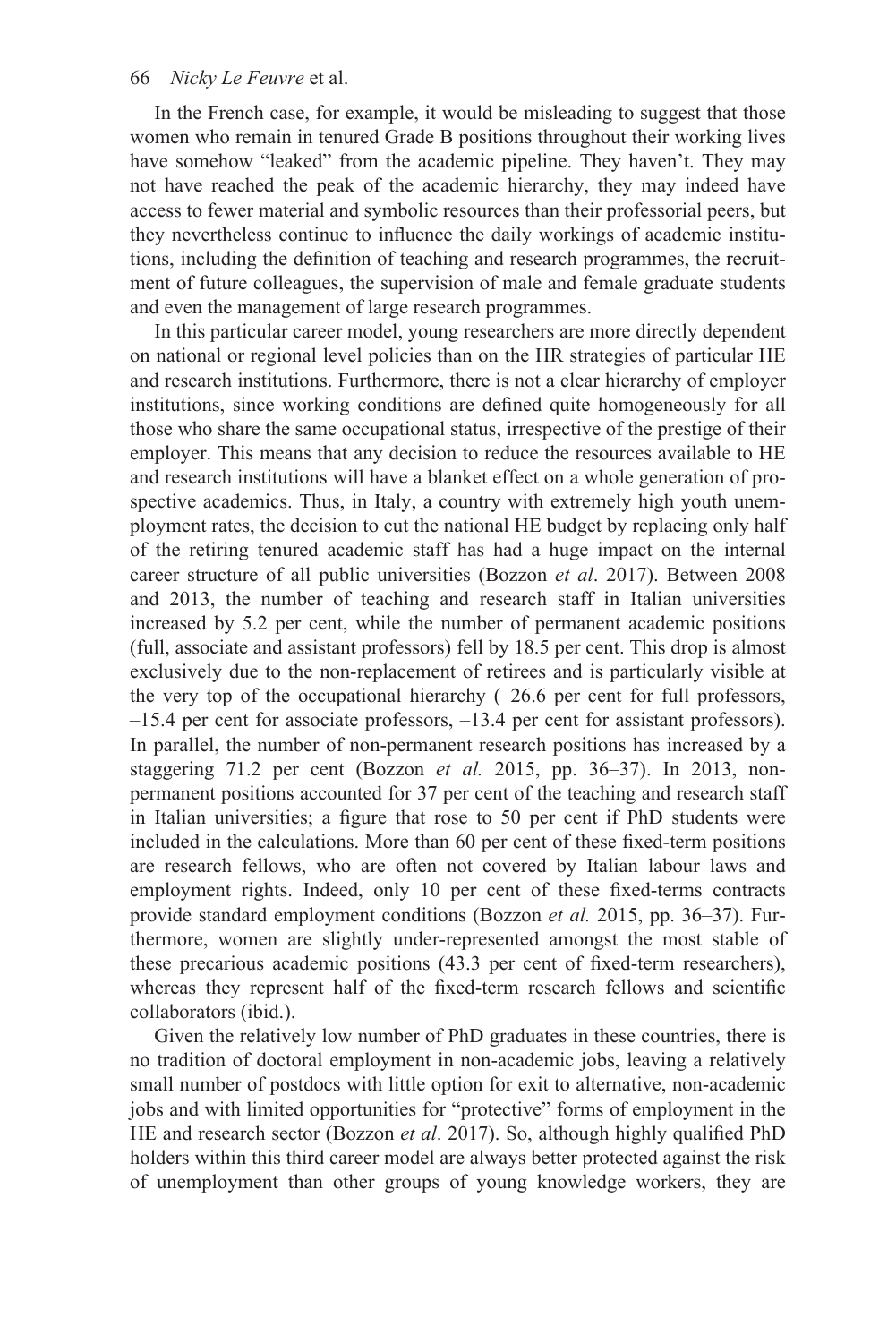In the French case, for example, it would be misleading to suggest that those women who remain in tenured Grade B positions throughout their working lives have somehow "leaked" from the academic pipeline. They haven't. They may not have reached the peak of the academic hierarchy, they may indeed have access to fewer material and symbolic resources than their professorial peers, but they nevertheless continue to influence the daily workings of academic institutions, including the definition of teaching and research programmes, the recruitment of future colleagues, the supervision of male and female graduate students and even the management of large research programmes.

In this particular career model, young researchers are more directly dependent on national or regional level policies than on the HR strategies of particular HE and research institutions. Furthermore, there is not a clear hierarchy of employer institutions, since working conditions are defined quite homogeneously for all those who share the same occupational status, irrespective of the prestige of their employer. This means that any decision to reduce the resources available to HE and research institutions will have a blanket effect on a whole generation of prospective academics. Thus, in Italy, a country with extremely high youth unemployment rates, the decision to cut the national HE budget by replacing only half of the retiring tenured academic staff has had a huge impact on the internal career structure of all public universities (Bozzon *et al*. 2017). Between 2008 and 2013, the number of teaching and research staff in Italian universities increased by 5.2 per cent, while the number of permanent academic positions (full, associate and assistant professors) fell by 18.5 per cent. This drop is almost exclusively due to the non-replacement of retirees and is particularly visible at the very top of the occupational hierarchy (–26.6 per cent for full professors, –15.4 per cent for associate professors, –13.4 per cent for assistant professors). In parallel, the number of non-permanent research positions has increased by a staggering 71.2 per cent (Bozzon *et al.* 2015, pp. 36–37). In 2013, non-permanent positions accounted for 37 per cent of the teaching and research staff in Italian universities; a figure that rose to 50 per cent if PhD students were included in the calculations. More than 60 per cent of these fixed-term positions are research fellows, who are often not covered by Italian labour laws and employment rights. Indeed, only 10 per cent of these fixed-terms contracts provide standard employment conditions (Bozzon *et al.* 2015, pp. 36–37). Furthermore, women are slightly under-represented amongst the most stable of these precarious academic positions (43.3 per cent of fixed-term researchers), whereas they represent half of the fixed-term research fellows and scientific collaborators (ibid.).

Given the relatively low number of PhD graduates in these countries, there is no tradition of doctoral employment in non-academic jobs, leaving a relatively small number of postdocs with little option for exit to alternative, non-academic jobs and with limited opportunities for "protective" forms of employment in the HE and research sector (Bozzon *et al*. 2017). So, although highly qualified PhD holders within this third career model are always better protected against the risk of unemployment than other groups of young knowledge workers, they are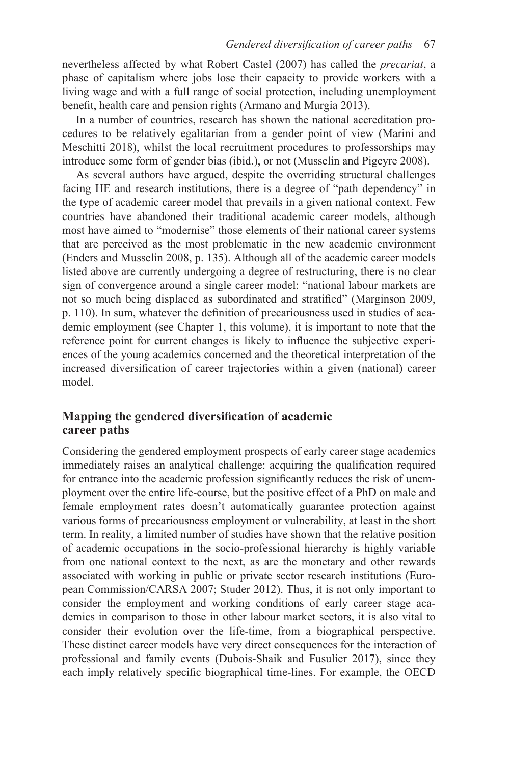nevertheless affected by what Robert Castel (2007) has called the *precariat*, a phase of capitalism where jobs lose their capacity to provide workers with a living wage and with a full range of social protection, including unemployment benefit, health care and pension rights (Armano and Murgia 2013).

In a number of countries, research has shown the national accreditation procedures to be relatively egalitarian from a gender point of view (Marini and Meschitti 2018), whilst the local recruitment procedures to professorships may introduce some form of gender bias (ibid.), or not (Musselin and Pigeyre 2008).

As several authors have argued, despite the overriding structural challenges facing HE and research institutions, there is a degree of "path dependency" in the type of academic career model that prevails in a given national context. Few countries have abandoned their traditional academic career models, although most have aimed to "modernise" those elements of their national career systems that are perceived as the most problematic in the new academic environment (Enders and Musselin 2008, p. 135). Although all of the academic career models listed above are currently undergoing a degree of restructuring, there is no clear sign of convergence around a single career model: "national labour markets are not so much being displaced as subordinated and stratified" (Marginson 2009, p. 110). In sum, whatever the definition of precariousness used in studies of academic employment (see Chapter 1, this volume), it is important to note that the reference point for current changes is likely to influence the subjective experiences of the young academics concerned and the theoretical interpretation of the increased diversification of career trajectories within a given (national) career model.

## Mapping the gendered diversification of academic career paths

Considering the gendered employment prospects of early career stage academics immediately raises an analytical challenge: acquiring the qualification required for entrance into the academic profession significantly reduces the risk of unemployment over the entire life-course, but the positive effect of a PhD on male and female employment rates doesn't automatically guarantee protection against various forms of precariousness employment or vulnerability, at least in the short term. In reality, a limited number of studies have shown that the relative position of academic occupations in the socio-professional hierarchy is highly variable from one national context to the next, as are the monetary and other rewards associated with working in public or private sector research institutions (European Commission/CARSA 2007; Studer 2012). Thus, it is not only important to consider the employment and working conditions of early career stage academics in comparison to those in other labour market sectors, it is also vital to consider their evolution over the life-time, from a biographical perspective. These distinct career models have very direct consequences for the interaction of professional and family events (Dubois-Shaik and Fusulier 2017), since they each imply relatively specific biographical time-lines. For example, the OECD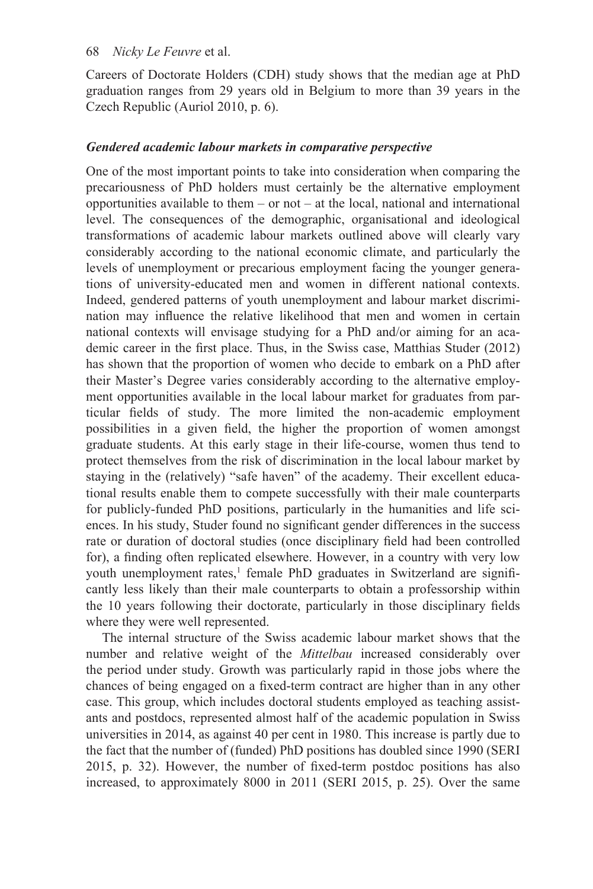Careers of Doctorate Holders (CDH) study shows that the median age at PhD graduation ranges from 29 years old in Belgium to more than 39 years in the Czech Republic (Auriol 2010, p. 6).

### *Gendered academic labour markets in comparative perspective*

One of the most important points to take into consideration when comparing the precariousness of PhD holders must certainly be the alternative employment opportunities available to them – or not – at the local, national and international level. The consequences of the demographic, organisational and ideological transformations of academic labour markets outlined above will clearly vary considerably according to the national economic climate, and particularly the levels of unemployment or precarious employment facing the younger generations of university-educated men and women in different national contexts. Indeed, gendered patterns of youth unemployment and labour market discrimination may influence the relative likelihood that men and women in certain national contexts will envisage studying for a PhD and/or aiming for an academic career in the first place. Thus, in the Swiss case, Matthias Studer (2012) has shown that the proportion of women who decide to embark on a PhD after their Master's Degree varies considerably according to the alternative employment opportunities available in the local labour market for graduates from particular fields of study. The more limited the non-academic employment possibilities in a given field, the higher the proportion of women amongst graduate students. At this early stage in their life-course, women thus tend to protect themselves from the risk of discrimination in the local labour market by staying in the (relatively) "safe haven" of the academy. Their excellent educational results enable them to compete successfully with their male counterparts for publicly-funded PhD positions, particularly in the humanities and life sciences. In his study, Studer found no significant gender differences in the success rate or duration of doctoral studies (once disciplinary field had been controlled for), a finding often replicated elsewhere. However, in a country with very low youth unemployment rates,[1] female PhD graduates in Switzerland are significantly less likely than their male counterparts to obtain a professorship within the 10 years following their doctorate, particularly in those disciplinary fields where they were well represented.

The internal structure of the Swiss academic labour market shows that the number and relative weight of the *Mittelbau* increased considerably over the period under study. Growth was particularly rapid in those jobs where the chances of being engaged on a fixed-term contract are higher than in any other case. This group, which includes doctoral students employed as teaching assistants and postdocs, represented almost half of the academic population in Swiss universities in 2014, as against 40 per cent in 1980. This increase is partly due to the fact that the number of (funded) PhD positions has doubled since 1990 (SERI 2015, p. 32). However, the number of fixed-term postdoc positions has also increased, to approximately 8000 in 2011 (SERI 2015, p. 25). Over the same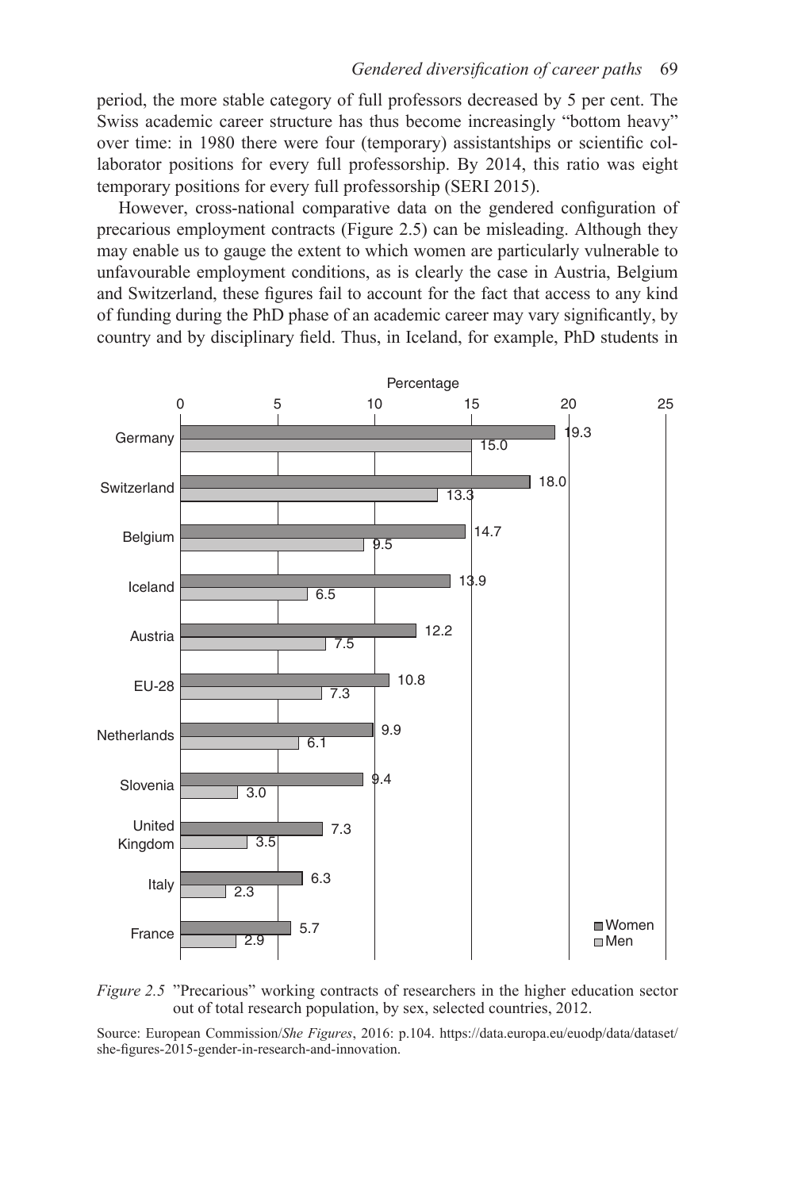period, the more stable category of full professors decreased by 5 per cent. The Swiss academic career structure has thus become increasingly "bottom heavy" over time: in 1980 there were four (temporary) assistantships or scientific collaborator positions for every full professorship. By 2014, this ratio was eight temporary positions for every full professorship (SERI 2015).

However, cross-national comparative data on the gendered configuration of precarious employment contracts (Figure 2.5) can be misleading. Although they may enable us to gauge the extent to which women are particularly vulnerable to unfavourable employment conditions, as is clearly the case in Austria, Belgium and Switzerland, these figures fail to account for the fact that access to any kind of funding during the PhD phase of an academic career may vary significantly, by country and by disciplinary field. Thus, in Iceland, for example, PhD students in

| Country | Women (%) | Men (%) |
|---|---|---|
| Germany | 19.3 | 15.0 |
| Switzerland | 18.0 | 13.3 |
| Belgium | 14.7 | 9.5 |
| Iceland | 13.9 | 6.5 |
| Austria | 12.2 | 7.5 |
| EU-28 | 10.8 | 7.3 |
| Netherlands | 9.9 | 6.1 |
| Slovenia | 9.4 | 3.0 |
| United Kingdom | 7.3 | 3.5 |
| Italy | 6.3 | 2.3 |
| France | 5.7 | 2.9 |

*Figure 2.5* "Precarious" working contracts of researchers in the higher education sector out of total research population, by sex, selected countries, 2012.

Source: European Commission/*She Figures*, 2016: p.104. https://data.europa.eu/euodp/data/dataset/she-figures-2015-gender-in-research-and-innovation.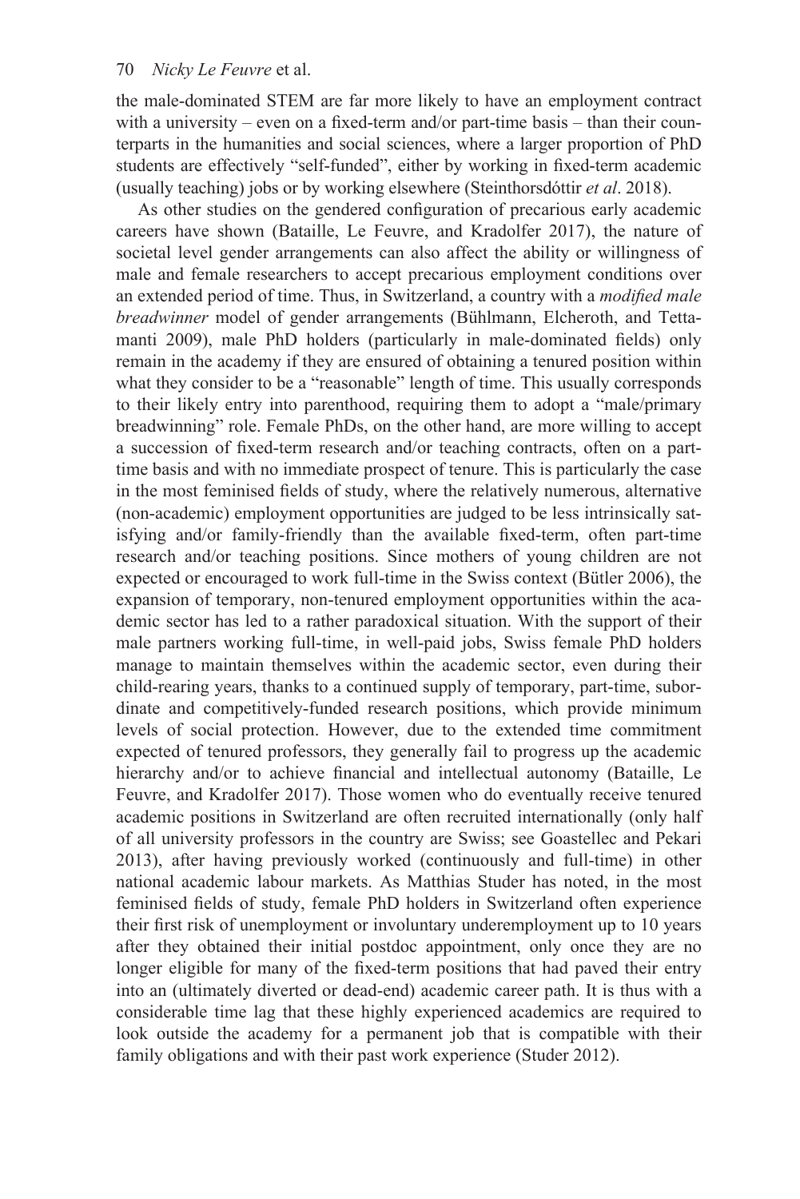the male-dominated STEM are far more likely to have an employment contract with a university – even on a fixed-term and/or part-time basis – than their counterparts in the humanities and social sciences, where a larger proportion of PhD students are effectively "self-funded", either by working in fixed-term academic (usually teaching) jobs or by working elsewhere (Steinthorsdóttir *et al*. 2018).

As other studies on the gendered configuration of precarious early academic careers have shown (Bataille, Le Feuvre, and Kradolfer 2017), the nature of societal level gender arrangements can also affect the ability or willingness of male and female researchers to accept precarious employment conditions over an extended period of time. Thus, in Switzerland, a country with a *modified male breadwinner* model of gender arrangements (Bühlmann, Elcheroth, and Tettamanti 2009), male PhD holders (particularly in male-dominated fields) only remain in the academy if they are ensured of obtaining a tenured position within what they consider to be a "reasonable" length of time. This usually corresponds to their likely entry into parenthood, requiring them to adopt a "male/primary breadwinning" role. Female PhDs, on the other hand, are more willing to accept a succession of fixed-term research and/or teaching contracts, often on a part-time basis and with no immediate prospect of tenure. This is particularly the case in the most feminised fields of study, where the relatively numerous, alternative (non-academic) employment opportunities are judged to be less intrinsically satisfying and/or family-friendly than the available fixed-term, often part-time research and/or teaching positions. Since mothers of young children are not expected or encouraged to work full-time in the Swiss context (Bütler 2006), the expansion of temporary, non-tenured employment opportunities within the academic sector has led to a rather paradoxical situation. With the support of their male partners working full-time, in well-paid jobs, Swiss female PhD holders manage to maintain themselves within the academic sector, even during their child-rearing years, thanks to a continued supply of temporary, part-time, subordinate and competitively-funded research positions, which provide minimum levels of social protection. However, due to the extended time commitment expected of tenured professors, they generally fail to progress up the academic hierarchy and/or to achieve financial and intellectual autonomy (Bataille, Le Feuvre, and Kradolfer 2017). Those women who do eventually receive tenured academic positions in Switzerland are often recruited internationally (only half of all university professors in the country are Swiss; see Goastellec and Pekari 2013), after having previously worked (continuously and full-time) in other national academic labour markets. As Matthias Studer has noted, in the most feminised fields of study, female PhD holders in Switzerland often experience their first risk of unemployment or involuntary underemployment up to 10 years after they obtained their initial postdoc appointment, only once they are no longer eligible for many of the fixed-term positions that had paved their entry into an (ultimately diverted or dead-end) academic career path. It is thus with a considerable time lag that these highly experienced academics are required to look outside the academy for a permanent job that is compatible with their family obligations and with their past work experience (Studer 2012).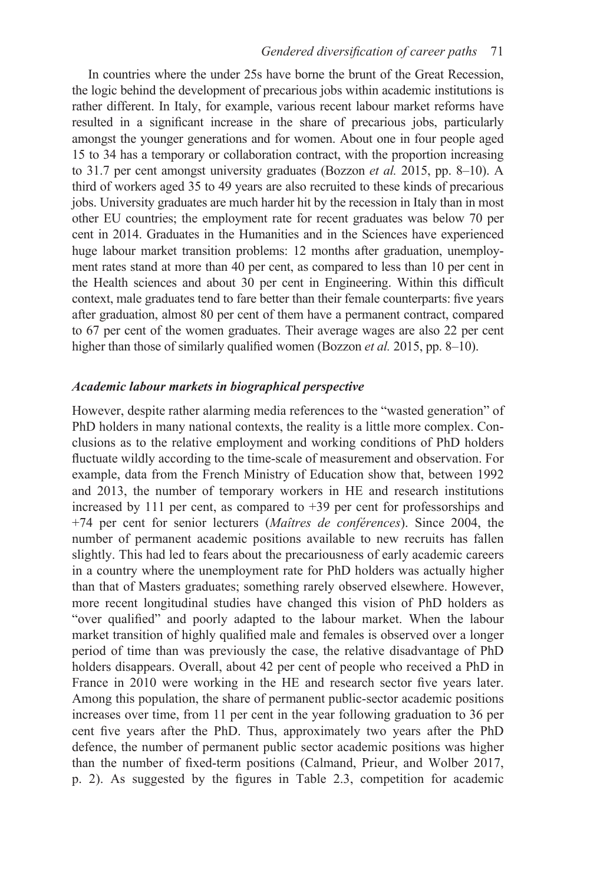In countries where the under 25s have borne the brunt of the Great Recession, the logic behind the development of precarious jobs within academic institutions is rather different. In Italy, for example, various recent labour market reforms have resulted in a significant increase in the share of precarious jobs, particularly amongst the younger generations and for women. About one in four people aged 15 to 34 has a temporary or collaboration contract, with the proportion increasing to 31.7 per cent amongst university graduates (Bozzon *et al.* 2015, pp. 8–10). A third of workers aged 35 to 49 years are also recruited to these kinds of precarious jobs. University graduates are much harder hit by the recession in Italy than in most other EU countries; the employment rate for recent graduates was below 70 per cent in 2014. Graduates in the Humanities and in the Sciences have experienced huge labour market transition problems: 12 months after graduation, unemployment rates stand at more than 40 per cent, as compared to less than 10 per cent in the Health sciences and about 30 per cent in Engineering. Within this difficult context, male graduates tend to fare better than their female counterparts: five years after graduation, almost 80 per cent of them have a permanent contract, compared to 67 per cent of the women graduates. Their average wages are also 22 per cent higher than those of similarly qualified women (Bozzon *et al.* 2015, pp. 8–10).

### *Academic labour markets in biographical perspective*

However, despite rather alarming media references to the "wasted generation" of PhD holders in many national contexts, the reality is a little more complex. Conclusions as to the relative employment and working conditions of PhD holders fluctuate wildly according to the time-scale of measurement and observation. For example, data from the French Ministry of Education show that, between 1992 and 2013, the number of temporary workers in HE and research institutions increased by 111 per cent, as compared to +39 per cent for professorships and +74 per cent for senior lecturers (*Maîtres de conférences*). Since 2004, the number of permanent academic positions available to new recruits has fallen slightly. This had led to fears about the precariousness of early academic careers in a country where the unemployment rate for PhD holders was actually higher than that of Masters graduates; something rarely observed elsewhere. However, more recent longitudinal studies have changed this vision of PhD holders as "over qualified" and poorly adapted to the labour market. When the labour market transition of highly qualified male and females is observed over a longer period of time than was previously the case, the relative disadvantage of PhD holders disappears. Overall, about 42 per cent of people who received a PhD in France in 2010 were working in the HE and research sector five years later. Among this population, the share of permanent public-sector academic positions increases over time, from 11 per cent in the year following graduation to 36 per cent five years after the PhD. Thus, approximately two years after the PhD defence, the number of permanent public sector academic positions was higher than the number of fixed-term positions (Calmand, Prieur, and Wolber 2017, p. 2). As suggested by the figures in Table 2.3, competition for academic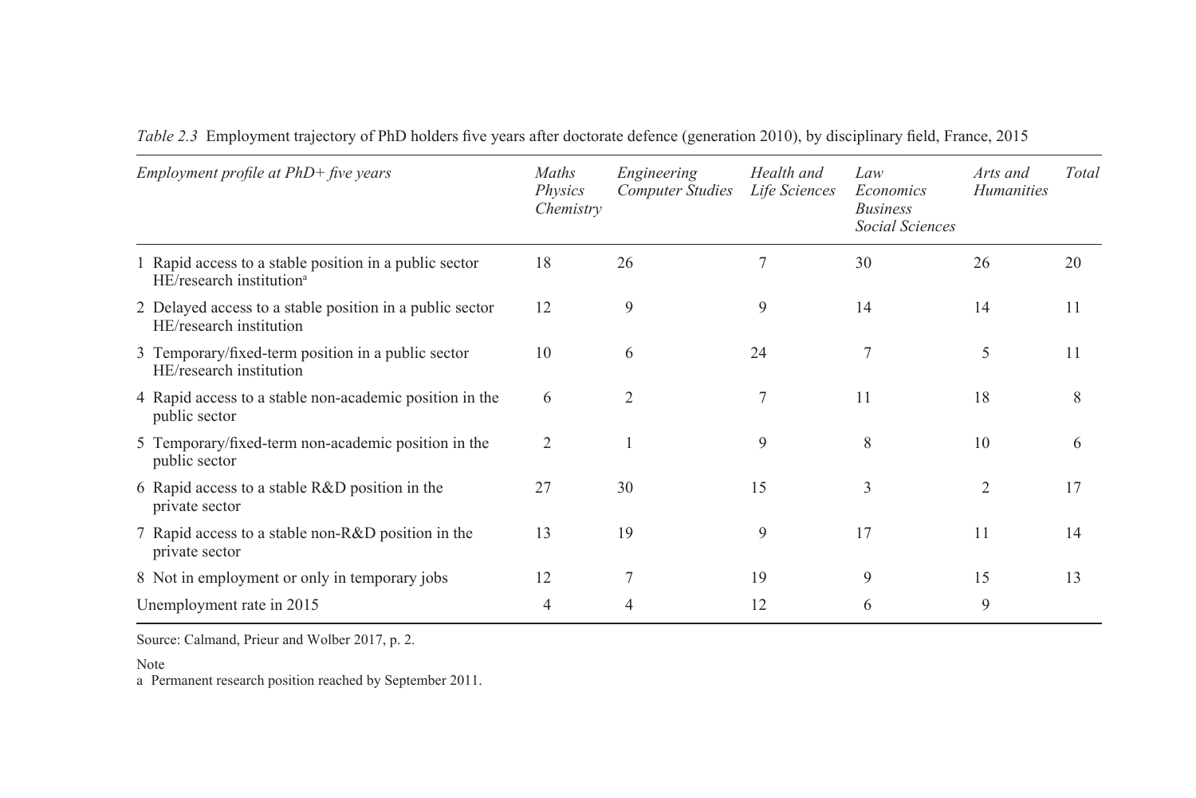*Table 2.3* Employment trajectory of PhD holders five years after doctorate defence (generation 2010), by disciplinary field, France, 2015

| *Employment profile at PhD+ five years* | *Maths Physics Chemistry* | *Engineering Computer Studies* | *Health and Life Sciences* | *Law Economics Business Social Sciences* | *Arts and Humanities* | *Total* |
|---|---|---|---|---|---|---|
| 1 Rapid access to a stable position in a public sector HE/research institution[a] | 18 | 26 | 7 | 30 | 26 | 20 |
| 2 Delayed access to a stable position in a public sector HE/research institution | 12 | 9 | 9 | 14 | 14 | 11 |
| 3 Temporary/fixed-term position in a public sector HE/research institution | 10 | 6 | 24 | 7 | 5 | 11 |
| 4 Rapid access to a stable non-academic position in the public sector | 6 | 2 | 7 | 11 | 18 | 8 |
| 5 Temporary/fixed-term non-academic position in the public sector | 2 | 1 | 9 | 8 | 10 | 6 |
| 6 Rapid access to a stable R&D position in the private sector | 27 | 30 | 15 | 3 | 2 | 17 |
| 7 Rapid access to a stable non-R&D position in the private sector | 13 | 19 | 9 | 17 | 11 | 14 |
| 8 Not in employment or only in temporary jobs | 12 | 7 | 19 | 9 | 15 | 13 |
| Unemployment rate in 2015 | 4 | 4 | 12 | 6 | 9 | |

Source: Calmand, Prieur and Wolber 2017, p. 2.

Note

a Permanent research position reached by September 2011.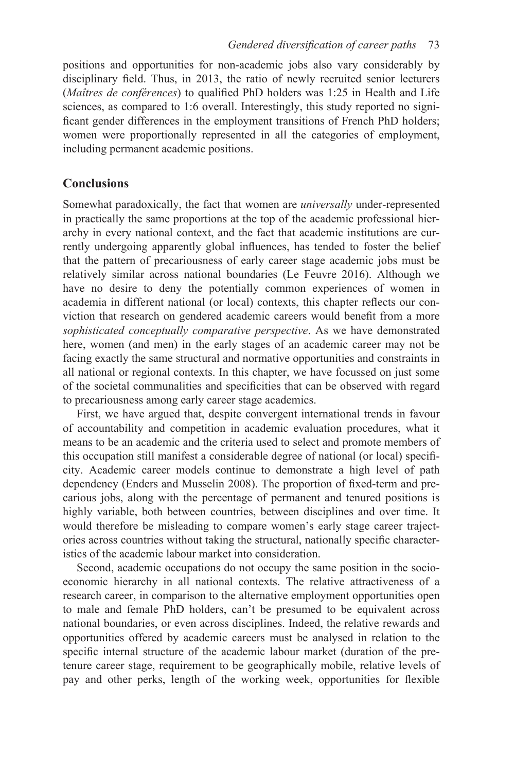positions and opportunities for non-academic jobs also vary considerably by disciplinary field. Thus, in 2013, the ratio of newly recruited senior lecturers (*Maîtres de conférences*) to qualified PhD holders was 1:25 in Health and Life sciences, as compared to 1:6 overall. Interestingly, this study reported no significant gender differences in the employment transitions of French PhD holders; women were proportionally represented in all the categories of employment, including permanent academic positions.

## Conclusions

Somewhat paradoxically, the fact that women are *universally* under-represented in practically the same proportions at the top of the academic professional hierarchy in every national context, and the fact that academic institutions are currently undergoing apparently global influences, has tended to foster the belief that the pattern of precariousness of early career stage academic jobs must be relatively similar across national boundaries (Le Feuvre 2016). Although we have no desire to deny the potentially common experiences of women in academia in different national (or local) contexts, this chapter reflects our conviction that research on gendered academic careers would benefit from a more *sophisticated conceptually comparative perspective*. As we have demonstrated here, women (and men) in the early stages of an academic career may not be facing exactly the same structural and normative opportunities and constraints in all national or regional contexts. In this chapter, we have focussed on just some of the societal communalities and specificities that can be observed with regard to precariousness among early career stage academics.

First, we have argued that, despite convergent international trends in favour of accountability and competition in academic evaluation procedures, what it means to be an academic and the criteria used to select and promote members of this occupation still manifest a considerable degree of national (or local) specificity. Academic career models continue to demonstrate a high level of path dependency (Enders and Musselin 2008). The proportion of fixed-term and precarious jobs, along with the percentage of permanent and tenured positions is highly variable, both between countries, between disciplines and over time. It would therefore be misleading to compare women's early stage career trajectories across countries without taking the structural, nationally specific characteristics of the academic labour market into consideration.

Second, academic occupations do not occupy the same position in the socio-economic hierarchy in all national contexts. The relative attractiveness of a research career, in comparison to the alternative employment opportunities open to male and female PhD holders, can't be presumed to be equivalent across national boundaries, or even across disciplines. Indeed, the relative rewards and opportunities offered by academic careers must be analysed in relation to the specific internal structure of the academic labour market (duration of the pre-tenure career stage, requirement to be geographically mobile, relative levels of pay and other perks, length of the working week, opportunities for flexible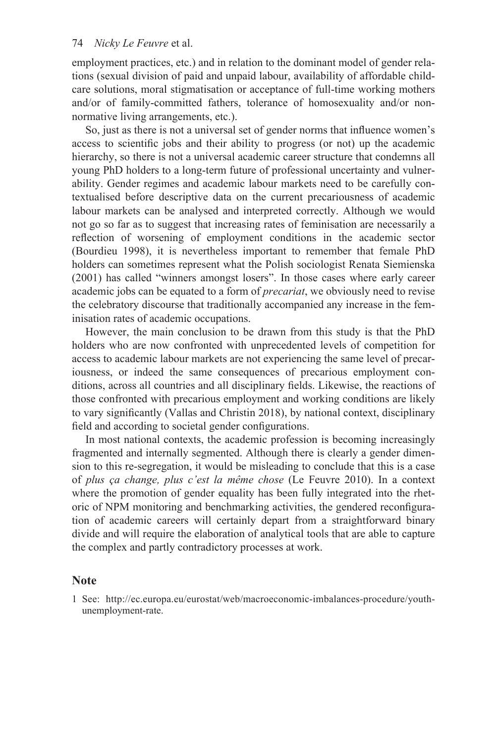employment practices, etc.) and in relation to the dominant model of gender relations (sexual division of paid and unpaid labour, availability of affordable childcare solutions, moral stigmatisation or acceptance of full-time working mothers and/or of family-committed fathers, tolerance of homosexuality and/or non-normative living arrangements, etc.).

So, just as there is not a universal set of gender norms that influence women's access to scientific jobs and their ability to progress (or not) up the academic hierarchy, so there is not a universal academic career structure that condemns all young PhD holders to a long-term future of professional uncertainty and vulnerability. Gender regimes and academic labour markets need to be carefully contextualised before descriptive data on the current precariousness of academic labour markets can be analysed and interpreted correctly. Although we would not go so far as to suggest that increasing rates of feminisation are necessarily a reflection of worsening of employment conditions in the academic sector (Bourdieu 1998), it is nevertheless important to remember that female PhD holders can sometimes represent what the Polish sociologist Renata Siemienska (2001) has called "winners amongst losers". In those cases where early career academic jobs can be equated to a form of *precariat*, we obviously need to revise the celebratory discourse that traditionally accompanied any increase in the feminisation rates of academic occupations.

However, the main conclusion to be drawn from this study is that the PhD holders who are now confronted with unprecedented levels of competition for access to academic labour markets are not experiencing the same level of precariousness, or indeed the same consequences of precarious employment conditions, across all countries and all disciplinary fields. Likewise, the reactions of those confronted with precarious employment and working conditions are likely to vary significantly (Vallas and Christin 2018), by national context, disciplinary field and according to societal gender configurations.

In most national contexts, the academic profession is becoming increasingly fragmented and internally segmented. Although there is clearly a gender dimension to this re-segregation, it would be misleading to conclude that this is a case of *plus ça change, plus c'est la même chose* (Le Feuvre 2010). In a context where the promotion of gender equality has been fully integrated into the rhetoric of NPM monitoring and benchmarking activities, the gendered reconfiguration of academic careers will certainly depart from a straightforward binary divide and will require the elaboration of analytical tools that are able to capture the complex and partly contradictory processes at work.

## Note

1 See: http://ec.europa.eu/eurostat/web/macroeconomic-imbalances-procedure/youth-unemployment-rate.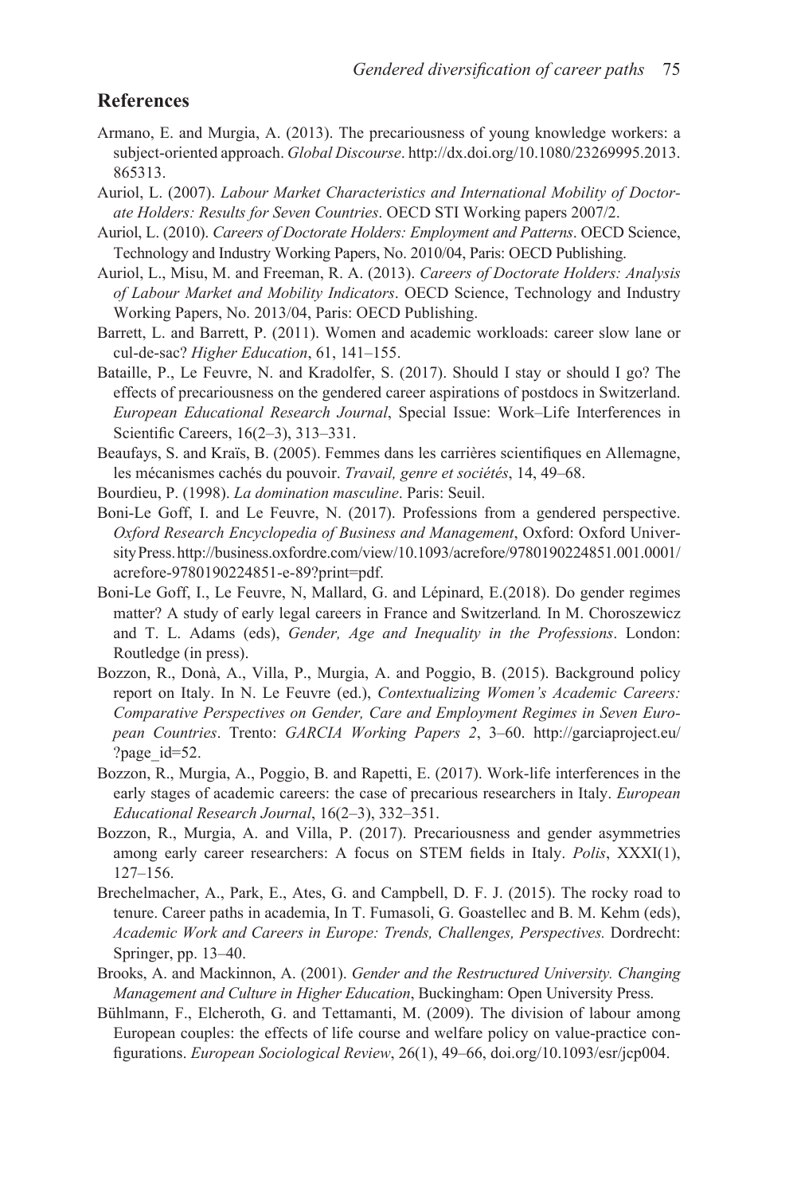## References

Armano, E. and Murgia, A. (2013). The precariousness of young knowledge workers: a subject-oriented approach. *Global Discourse*. http://dx.doi.org/10.1080/23269995.2013.865313.

Auriol, L. (2007). *Labour Market Characteristics and International Mobility of Doctorate Holders: Results for Seven Countries*. OECD STI Working papers 2007/2.

Auriol, L. (2010). *Careers of Doctorate Holders: Employment and Patterns*. OECD Science, Technology and Industry Working Papers, No. 2010/04, Paris: OECD Publishing.

Auriol, L., Misu, M. and Freeman, R. A. (2013). *Careers of Doctorate Holders: Analysis of Labour Market and Mobility Indicators*. OECD Science, Technology and Industry Working Papers, No. 2013/04, Paris: OECD Publishing.

Barrett, L. and Barrett, P. (2011). Women and academic workloads: career slow lane or cul-de-sac? *Higher Education*, 61, 141–155.

Bataille, P., Le Feuvre, N. and Kradolfer, S. (2017). Should I stay or should I go? The effects of precariousness on the gendered career aspirations of postdocs in Switzerland. *European Educational Research Journal*, Special Issue: Work–Life Interferences in Scientific Careers, 16(2–3), 313–331.

Beaufays, S. and Kraïs, B. (2005). Femmes dans les carrières scientifiques en Allemagne, les mécanismes cachés du pouvoir. *Travail, genre et sociétés*, 14, 49–68.

Bourdieu, P. (1998). *La domination masculine*. Paris: Seuil.

Boni-Le Goff, I. and Le Feuvre, N. (2017). Professions from a gendered perspective. *Oxford Research Encyclopedia of Business and Management*, Oxford: Oxford University Press. http://business.oxfordre.com/view/10.1093/acrefore/9780190224851.001.0001/acrefore-9780190224851-e-89?print=pdf.

Boni-Le Goff, I., Le Feuvre, N, Mallard, G. and Lépinard, E.(2018). Do gender regimes matter? A study of early legal careers in France and Switzerland*.* In M. Choroszewicz and T. L. Adams (eds), *Gender, Age and Inequality in the Professions*. London: Routledge (in press).

Bozzon, R., Donà, A., Villa, P., Murgia, A. and Poggio, B. (2015). Background policy report on Italy. In N. Le Feuvre (ed.), *Contextualizing Women's Academic Careers: Comparative Perspectives on Gender, Care and Employment Regimes in Seven European Countries*. Trento: *GARCIA Working Papers 2*, 3–60. http://garciaproject.eu/?page_id=52.

Bozzon, R., Murgia, A., Poggio, B. and Rapetti, E. (2017). Work-life interferences in the early stages of academic careers: the case of precarious researchers in Italy. *European Educational Research Journal*, 16(2–3), 332–351.

Bozzon, R., Murgia, A. and Villa, P. (2017). Precariousness and gender asymmetries among early career researchers: A focus on STEM fields in Italy. *Polis*, XXXI(1), 127–156.

Brechelmacher, A., Park, E., Ates, G. and Campbell, D. F. J. (2015). The rocky road to tenure. Career paths in academia, In T. Fumasoli, G. Goastellec and B. M. Kehm (eds), *Academic Work and Careers in Europe: Trends, Challenges, Perspectives.* Dordrecht: Springer, pp. 13–40.

Brooks, A. and Mackinnon, A. (2001). *Gender and the Restructured University. Changing Management and Culture in Higher Education*, Buckingham: Open University Press.

Bühlmann, F., Elcheroth, G. and Tettamanti, M. (2009). The division of labour among European couples: the effects of life course and welfare policy on value-practice configurations. *European Sociological Review*, 26(1), 49–66, doi.org/10.1093/esr/jcp004.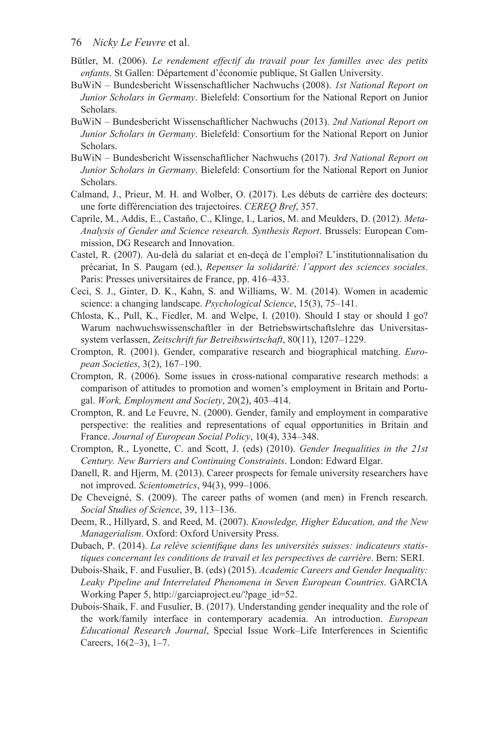Bütler, M. (2006). *Le rendement effectif du travail pour les familles avec des petits enfants*. St Gallen: Département d'économie publique, St Gallen University.

BuWiN – Bundesbericht Wissenschaftlicher Nachwuchs (2008). *1st National Report on Junior Scholars in Germany*. Bielefeld: Consortium for the National Report on Junior Scholars.

BuWiN – Bundesbericht Wissenschaftlicher Nachwuchs (2013). *2nd National Report on Junior Scholars in Germany*. Bielefeld: Consortium for the National Report on Junior Scholars.

BuWiN – Bundesbericht Wissenschaftlicher Nachwuchs (2017). *3rd National Report on Junior Scholars in Germany*. Bielefeld: Consortium for the National Report on Junior Scholars.

Calmand, J., Prieur, M. H. and Wolber, O. (2017). Les débuts de carrière des docteurs: une forte différenciation des trajectoires. *CEREQ Bref*, 357.

Caprile, M., Addis, E., Castaño, C., Klinge, I., Larios, M. and Meulders, D. (2012). *Meta-Analysis of Gender and Science research. Synthesis Report*. Brussels: European Commission, DG Research and Innovation.

Castel, R. (2007). Au-delà du salariat et en-deçà de l'emploi? L'institutionnalisation du précariat, In S. Paugam (ed.), *Repenser la solidarité: l'apport des sciences sociales.* Paris: Presses universitaires de France, pp. 416–433.

Ceci, S. J., Ginter, D. K., Kahn, S. and Williams, W. M. (2014). Women in academic science: a changing landscape. *Psychological Science*, 15(3), 75–141.

Chlosta, K., Pull, K., Fiedler, M. and Welpe, I. (2010). Should I stay or should I go? Warum nachwuchswissenschaftler in der Betriebswirtschaftslehre das Universitas-system verlassen, *Zeitschrift fur Betreibswirtschaft*, 80(11), 1207–1229.

Crompton, R. (2001). Gender, comparative research and biographical matching. *European Societies*, 3(2), 167–190.

Crompton, R. (2006). Some issues in cross-national comparative research methods: a comparison of attitudes to promotion and women's employment in Britain and Portugal. *Work, Employment and Society*, 20(2), 403–414.

Crompton, R. and Le Feuvre, N. (2000). Gender, family and employment in comparative perspective: the realities and representations of equal opportunities in Britain and France. *Journal of European Social Policy*, 10(4), 334–348.

Crompton, R., Lyonette, C. and Scott, J. (eds) (2010). *Gender Inequalities in the 21st Century. New Barriers and Continuing Constraints*. London: Edward Elgar.

Danell, R. and Hjerm, M. (2013). Career prospects for female university researchers have not improved. *Scientometrics*, 94(3), 999–1006.

De Cheveigné, S. (2009). The career paths of women (and men) in French research. *Social Studies of Science*, 39, 113–136.

Deem, R., Hillyard, S. and Reed, M. (2007). *Knowledge, Higher Education, and the New Managerialism*. Oxford: Oxford University Press.

Dubach, P. (2014). *La relève scientifique dans les universités suisses: indicateurs statistiques concernant les conditions de travail et les perspectives de carrière*. Bern: SERI.

Dubois-Shaik, F. and Fusulier, B. (eds) (2015). *Academic Careers and Gender Inequality: Leaky Pipeline and Interrelated Phenomena in Seven European Countries*. GARCIA Working Paper 5, http://garciaproject.eu/?page_id=52.

Dubois-Shaik, F. and Fusulier, B. (2017). Understanding gender inequality and the role of the work/family interface in contemporary academia. An introduction. *European Educational Research Journal*, Special Issue Work–Life Interferences in Scientific Careers, 16(2–3), 1–7.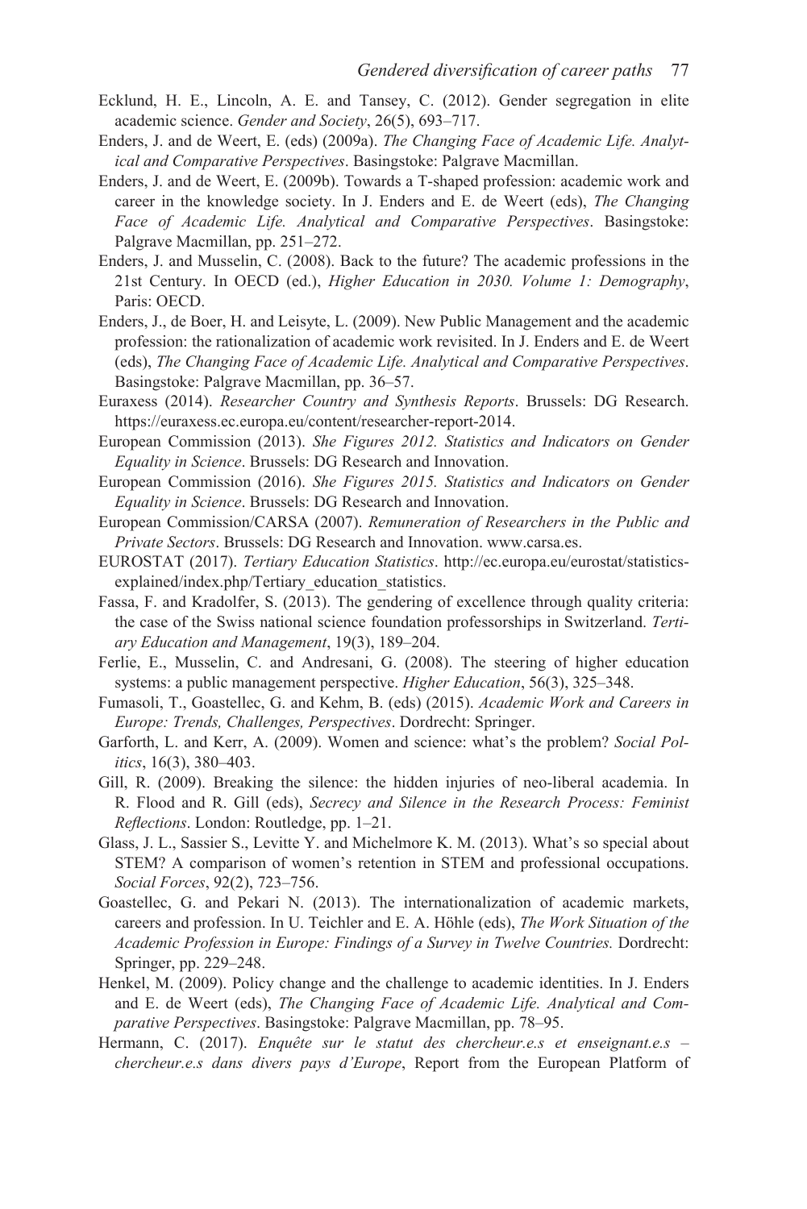Ecklund, H. E., Lincoln, A. E. and Tansey, C. (2012). Gender segregation in elite academic science. *Gender and Society*, 26(5), 693–717.

Enders, J. and de Weert, E. (eds) (2009a). *The Changing Face of Academic Life. Analytical and Comparative Perspectives*. Basingstoke: Palgrave Macmillan.

Enders, J. and de Weert, E. (2009b). Towards a T-shaped profession: academic work and career in the knowledge society. In J. Enders and E. de Weert (eds), *The Changing Face of Academic Life. Analytical and Comparative Perspectives*. Basingstoke: Palgrave Macmillan, pp. 251–272.

Enders, J. and Musselin, C. (2008). Back to the future? The academic professions in the 21st Century. In OECD (ed.), *Higher Education in 2030. Volume 1: Demography*, Paris: OECD.

Enders, J., de Boer, H. and Leisyte, L. (2009). New Public Management and the academic profession: the rationalization of academic work revisited. In J. Enders and E. de Weert (eds), *The Changing Face of Academic Life. Analytical and Comparative Perspectives*. Basingstoke: Palgrave Macmillan, pp. 36–57.

Euraxess (2014). *Researcher Country and Synthesis Reports*. Brussels: DG Research. https://euraxess.ec.europa.eu/content/researcher-report-2014.

European Commission (2013). *She Figures 2012. Statistics and Indicators on Gender Equality in Science*. Brussels: DG Research and Innovation.

European Commission (2016). *She Figures 2015. Statistics and Indicators on Gender Equality in Science*. Brussels: DG Research and Innovation.

European Commission/CARSA (2007). *Remuneration of Researchers in the Public and Private Sectors*. Brussels: DG Research and Innovation. www.carsa.es.

EUROSTAT (2017). *Tertiary Education Statistics*. http://ec.europa.eu/eurostat/statistics-explained/index.php/Tertiary_education_statistics.

Fassa, F. and Kradolfer, S. (2013). The gendering of excellence through quality criteria: the case of the Swiss national science foundation professorships in Switzerland. *Tertiary Education and Management*, 19(3), 189–204.

Ferlie, E., Musselin, C. and Andresani, G. (2008). The steering of higher education systems: a public management perspective. *Higher Education*, 56(3), 325–348.

Fumasoli, T., Goastellec, G. and Kehm, B. (eds) (2015). *Academic Work and Careers in Europe: Trends, Challenges, Perspectives*. Dordrecht: Springer.

Garforth, L. and Kerr, A. (2009). Women and science: what's the problem? *Social Politics*, 16(3), 380–403.

Gill, R. (2009). Breaking the silence: the hidden injuries of neo-liberal academia. In R. Flood and R. Gill (eds), *Secrecy and Silence in the Research Process: Feminist Reflections*. London: Routledge, pp. 1–21.

Glass, J. L., Sassier S., Levitte Y. and Michelmore K. M. (2013). What's so special about STEM? A comparison of women's retention in STEM and professional occupations. *Social Forces*, 92(2), 723–756.

Goastellec, G. and Pekari N. (2013). The internationalization of academic markets, careers and profession. In U. Teichler and E. A. Höhle (eds), *The Work Situation of the Academic Profession in Europe: Findings of a Survey in Twelve Countries.* Dordrecht: Springer, pp. 229–248.

Henkel, M. (2009). Policy change and the challenge to academic identities. In J. Enders and E. de Weert (eds), *The Changing Face of Academic Life. Analytical and Comparative Perspectives*. Basingstoke: Palgrave Macmillan, pp. 78–95.

Hermann, C. (2017). *Enquête sur le statut des chercheur.e.s et enseignant.e.s – chercheur.e.s dans divers pays d'Europe*, Report from the European Platform of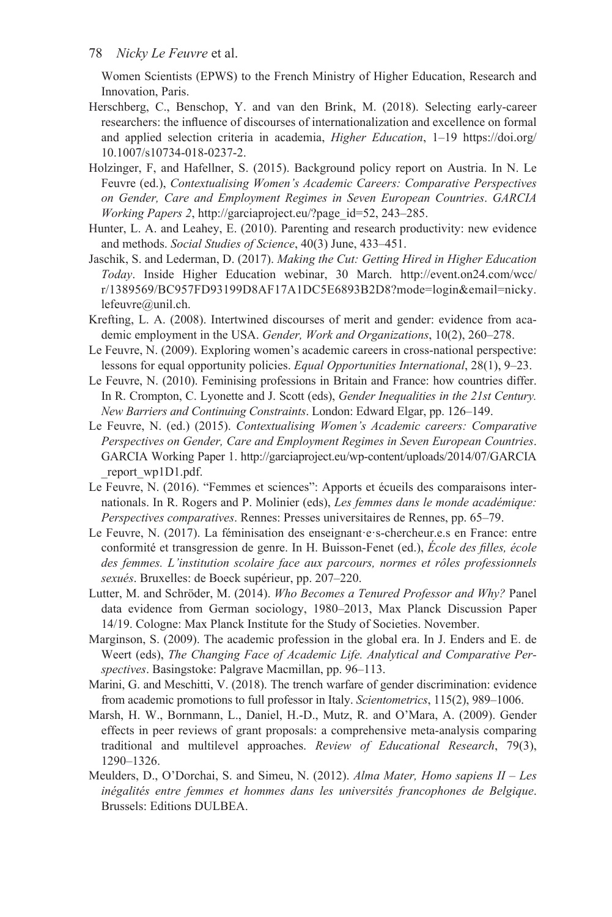Women Scientists (EPWS) to the French Ministry of Higher Education, Research and Innovation, Paris.

Herschberg, C., Benschop, Y. and van den Brink, M. (2018). Selecting early-career researchers: the influence of discourses of internationalization and excellence on formal and applied selection criteria in academia, *Higher Education*, 1–19 https://doi.org/10.1007/s10734-018-0237-2.

Holzinger, F, and Hafellner, S. (2015). Background policy report on Austria. In N. Le Feuvre (ed.), *Contextualising Women's Academic Careers: Comparative Perspectives on Gender, Care and Employment Regimes in Seven European Countries*. *GARCIA Working Papers 2*, http://garciaproject.eu/?page_id=52, 243–285.

Hunter, L. A. and Leahey, E. (2010). Parenting and research productivity: new evidence and methods. *Social Studies of Science*, 40(3) June, 433–451.

Jaschik, S. and Lederman, D. (2017). *Making the Cut: Getting Hired in Higher Education Today*. Inside Higher Education webinar, 30 March. http://event.on24.com/wcc/r/1389569/BC957FD93199D8AF17A1DC5E6893B2D8?mode=login&email=nicky.lefeuvre@unil.ch.

Krefting, L. A. (2008). Intertwined discourses of merit and gender: evidence from academic employment in the USA. *Gender, Work and Organizations*, 10(2), 260–278.

Le Feuvre, N. (2009). Exploring women's academic careers in cross-national perspective: lessons for equal opportunity policies. *Equal Opportunities International*, 28(1), 9–23.

Le Feuvre, N. (2010). Feminising professions in Britain and France: how countries differ. In R. Crompton, C. Lyonette and J. Scott (eds), *Gender Inequalities in the 21st Century. New Barriers and Continuing Constraints*. London: Edward Elgar, pp. 126–149.

Le Feuvre, N. (ed.) (2015). *Contextualising Women's Academic careers: Comparative Perspectives on Gender, Care and Employment Regimes in Seven European Countries*. GARCIA Working Paper 1. http://garciaproject.eu/wp-content/uploads/2014/07/GARCIA_report_wp1D1.pdf.

Le Feuvre, N. (2016). "Femmes et sciences": Apports et écueils des comparaisons internationals. In R. Rogers and P. Molinier (eds), *Les femmes dans le monde académique: Perspectives comparatives*. Rennes: Presses universitaires de Rennes, pp. 65–79.

Le Feuvre, N. (2017). La féminisation des enseignant·e·s-chercheur.e.s en France: entre conformité et transgression de genre. In H. Buisson-Fenet (ed.), *École des filles, école des femmes. L'institution scolaire face aux parcours, normes et rôles professionnels sexués*. Bruxelles: de Boeck supérieur, pp. 207–220.

Lutter, M. and Schröder, M. (2014). *Who Becomes a Tenured Professor and Why?* Panel data evidence from German sociology, 1980–2013, Max Planck Discussion Paper 14/19. Cologne: Max Planck Institute for the Study of Societies. November.

Marginson, S. (2009). The academic profession in the global era. In J. Enders and E. de Weert (eds), *The Changing Face of Academic Life. Analytical and Comparative Perspectives*. Basingstoke: Palgrave Macmillan, pp. 96–113.

Marini, G. and Meschitti, V. (2018). The trench warfare of gender discrimination: evidence from academic promotions to full professor in Italy. *Scientometrics*, 115(2), 989–1006.

Marsh, H. W., Bornmann, L., Daniel, H.-D., Mutz, R. and O'Mara, A. (2009). Gender effects in peer reviews of grant proposals: a comprehensive meta-analysis comparing traditional and multilevel approaches. *Review of Educational Research*, 79(3), 1290–1326.

Meulders, D., O'Dorchai, S. and Simeu, N. (2012). *Alma Mater, Homo sapiens II – Les inégalités entre femmes et hommes dans les universités francophones de Belgique*. Brussels: Editions DULBEA.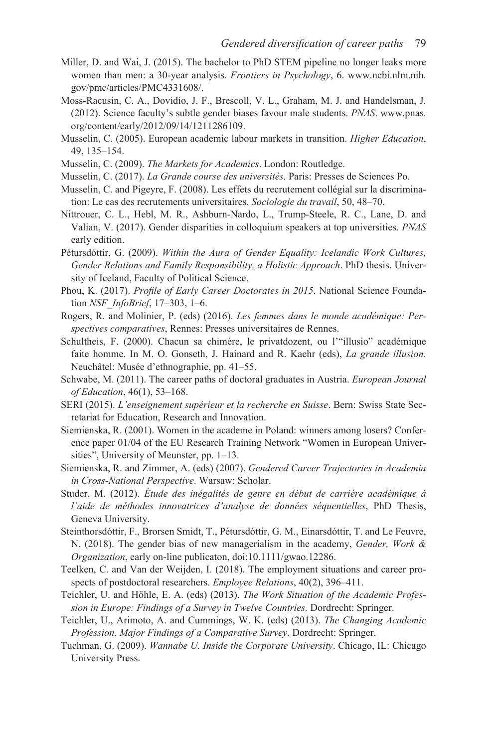Miller, D. and Wai, J. (2015). The bachelor to PhD STEM pipeline no longer leaks more women than men: a 30-year analysis. *Frontiers in Psychology*, 6. www.ncbi.nlm.nih.gov/pmc/articles/PMC4331608/.

Moss-Racusin, C. A., Dovidio, J. F., Brescoll, V. L., Graham, M. J. and Handelsman, J. (2012). Science faculty's subtle gender biases favour male students. *PNAS*. www.pnas.org/content/early/2012/09/14/1211286109.

Musselin, C. (2005). European academic labour markets in transition. *Higher Education*, 49, 135–154.

Musselin, C. (2009). *The Markets for Academics*. London: Routledge.

Musselin, C. (2017). *La Grande course des universités*. Paris: Presses de Sciences Po.

Musselin, C. and Pigeyre, F. (2008). Les effets du recrutement collégial sur la discrimination: Le cas des recrutements universitaires. *Sociologie du travail*, 50, 48–70.

Nittrouer, C. L., Hebl, M. R., Ashburn-Nardo, L., Trump-Steele, R. C., Lane, D. and Valian, V. (2017). Gender disparities in colloquium speakers at top universities. *PNAS* early edition.

Pétursdóttir, G. (2009). *Within the Aura of Gender Equality: Icelandic Work Cultures, Gender Relations and Family Responsibility, a Holistic Approach*. PhD thesis. University of Iceland, Faculty of Political Science.

Phou, K. (2017). *Profile of Early Career Doctorates in 2015*. National Science Foundation *NSF_InfoBrief*, 17–303, 1–6.

Rogers, R. and Molinier, P. (eds) (2016). *Les femmes dans le monde académique: Perspectives comparatives*, Rennes: Presses universitaires de Rennes.

Schultheis, F. (2000). Chacun sa chimère, le privatdozent, ou l'"illusio" académique faite homme. In M. O. Gonseth, J. Hainard and R. Kaehr (eds), *La grande illusion.* Neuchâtel: Musée d'ethnographie, pp. 41–55.

Schwabe, M. (2011). The career paths of doctoral graduates in Austria. *European Journal of Education*, 46(1), 53–168.

SERI (2015). *L'enseignement supérieur et la recherche en Suisse*. Bern: Swiss State Secretariat for Education, Research and Innovation.

Siemienska, R. (2001). Women in the academe in Poland: winners among losers? Conference paper 01/04 of the EU Research Training Network "Women in European Universities", University of Meunster, pp. 1–13.

Siemienska, R. and Zimmer, A. (eds) (2007). *Gendered Career Trajectories in Academia in Cross-National Perspective*. Warsaw: Scholar.

Studer, M. (2012). *Étude des inégalités de genre en début de carrière académique à l'aide de méthodes innovatrices d'analyse de données séquentielles*, PhD Thesis, Geneva University.

Steinthorsdóttir, F., Brorsen Smidt, T., Pétursdóttir, G. M., Einarsdóttir, T. and Le Feuvre, N. (2018). The gender bias of new managerialism in the academy, *Gender, Work & Organization*, early on-line publicaton, doi:10.1111/gwao.12286.

Teelken, C. and Van der Weijden, I. (2018). The employment situations and career prospects of postdoctoral researchers. *Employee Relations*, 40(2), 396–411.

Teichler, U. and Höhle, E. A. (eds) (2013). *The Work Situation of the Academic Profession in Europe: Findings of a Survey in Twelve Countries.* Dordrecht: Springer.

Teichler, U., Arimoto, A. and Cummings, W. K. (eds) (2013). *The Changing Academic Profession. Major Findings of a Comparative Survey*. Dordrecht: Springer.

Tuchman, G. (2009). *Wannabe U. Inside the Corporate University*. Chicago, IL: Chicago University Press.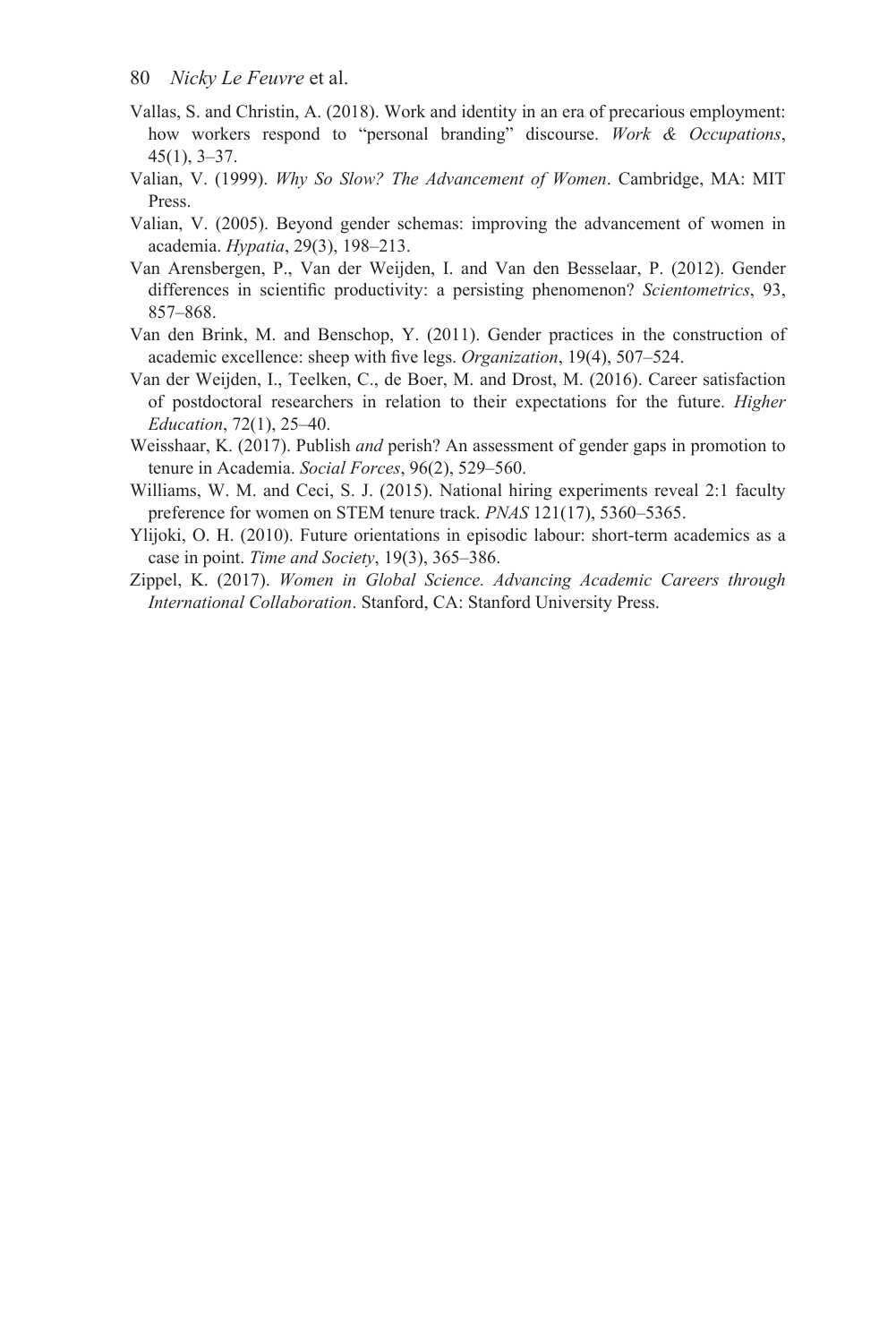Vallas, S. and Christin, A. (2018). Work and identity in an era of precarious employment: how workers respond to "personal branding" discourse. *Work & Occupations*, 45(1), 3–37.

Valian, V. (1999). *Why So Slow? The Advancement of Women*. Cambridge, MA: MIT Press.

Valian, V. (2005). Beyond gender schemas: improving the advancement of women in academia. *Hypatia*, 29(3), 198–213.

Van Arensbergen, P., Van der Weijden, I. and Van den Besselaar, P. (2012). Gender differences in scientific productivity: a persisting phenomenon? *Scientometrics*, 93, 857–868.

Van den Brink, M. and Benschop, Y. (2011). Gender practices in the construction of academic excellence: sheep with five legs. *Organization*, 19(4), 507–524.

Van der Weijden, I., Teelken, C., de Boer, M. and Drost, M. (2016). Career satisfaction of postdoctoral researchers in relation to their expectations for the future. *Higher Education*, 72(1), 25–40.

Weisshaar, K. (2017). Publish *and* perish? An assessment of gender gaps in promotion to tenure in Academia. *Social Forces*, 96(2), 529–560.

Williams, W. M. and Ceci, S. J. (2015). National hiring experiments reveal 2:1 faculty preference for women on STEM tenure track. *PNAS* 121(17), 5360–5365.

Ylijoki, O. H. (2010). Future orientations in episodic labour: short-term academics as a case in point. *Time and Society*, 19(3), 365–386.

Zippel, K. (2017). *Women in Global Science. Advancing Academic Careers through International Collaboration*. Stanford, CA: Stanford University Press.